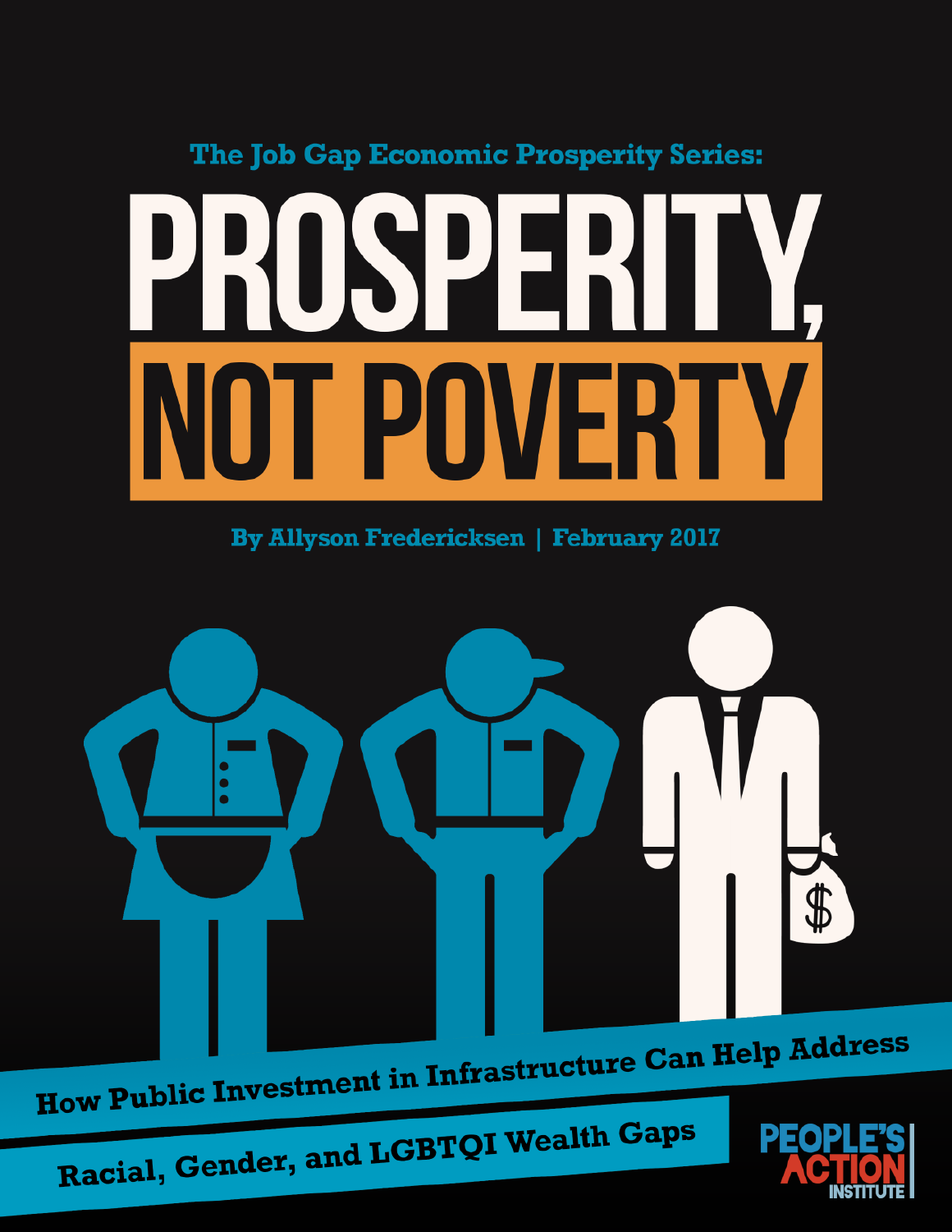The Job Gap Economic Prosperity Series:

# PROSPERITY, NOT POVERTY

By Allyson Fredericksen | February 2017

## How Public Investment in Infrastructure Can Help Address Racial, Gender, and LGBTQI Wealth Gaps

PEOPLE'S ACTION INSTITUTE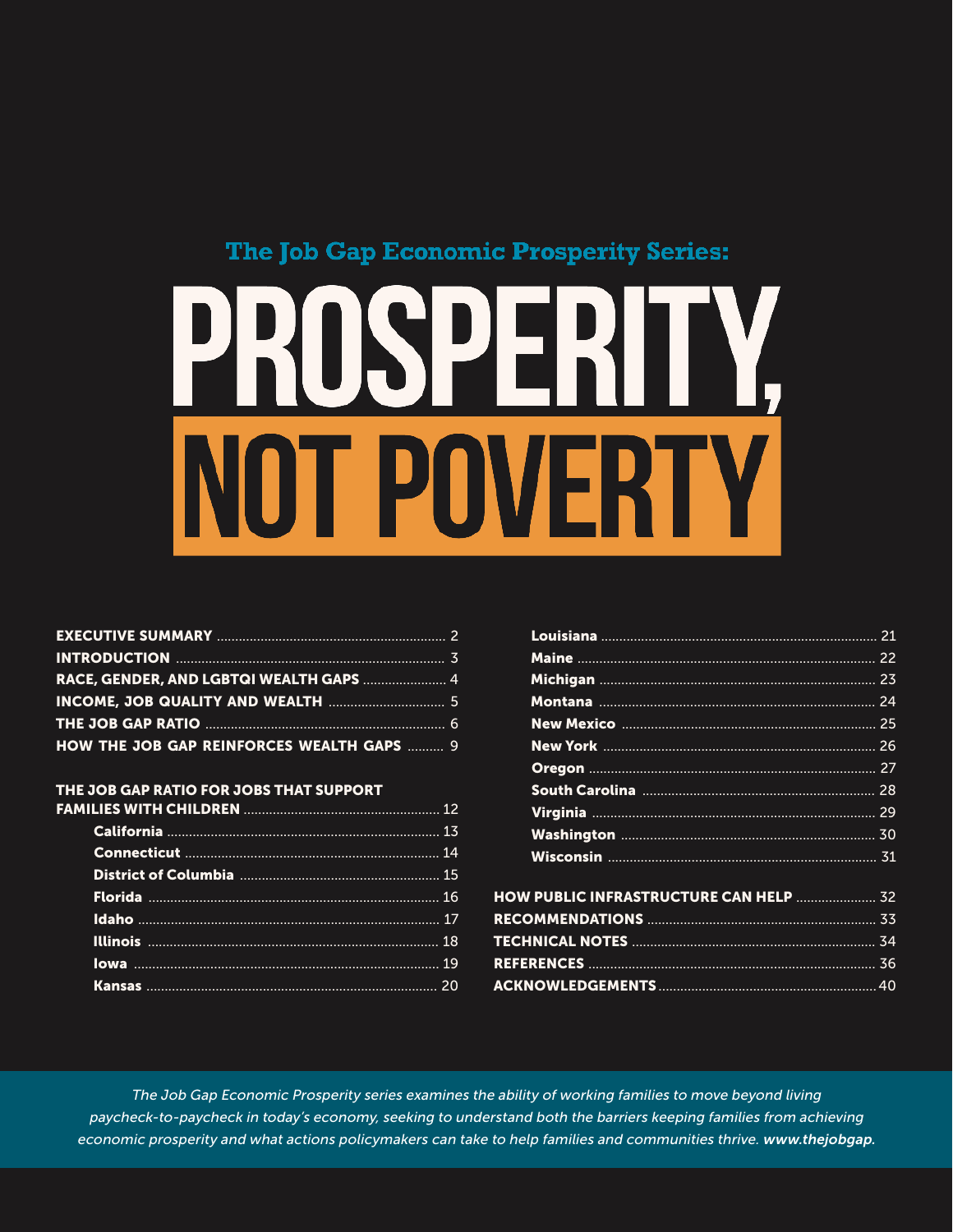## The Job Gap Economic Prosperity Series:

# PROSPERITY, NOT POVERTY

| | |
|---|---|
| **EXECUTIVE SUMMARY** | 2 |
| **INTRODUCTION** | 3 |
| **RACE, GENDER, AND LGBTQI WEALTH GAPS** | 4 |
| **INCOME, JOB QUALITY AND WEALTH** | 5 |
| **THE JOB GAP RATIO** | 6 |
| **HOW THE JOB GAP REINFORCES WEALTH GAPS** | 9 |
| **THE JOB GAP RATIO FOR JOBS THAT SUPPORT FAMILIES WITH CHILDREN** | 12 |
| **California** | 13 |
| **Connecticut** | 14 |
| **District of Columbia** | 15 |
| **Florida** | 16 |
| **Idaho** | 17 |
| **Illinois** | 18 |
| **Iowa** | 19 |
| **Kansas** | 20 |
| **Louisiana** | 21 |
| **Maine** | 22 |
| **Michigan** | 23 |
| **Montana** | 24 |
| **New Mexico** | 25 |
| **New York** | 26 |
| **Oregon** | 27 |
| **South Carolina** | 28 |
| **Virginia** | 29 |
| **Washington** | 30 |
| **Wisconsin** | 31 |
| **HOW PUBLIC INFRASTRUCTURE CAN HELP** | 32 |
| **RECOMMENDATIONS** | 33 |
| **TECHNICAL NOTES** | 34 |
| **REFERENCES** | 36 |
| **ACKNOWLEDGEMENTS** | 40 |

*The Job Gap Economic Prosperity series examines the ability of working families to move beyond living paycheck-to-paycheck in today's economy, seeking to understand both the barriers keeping families from achieving economic prosperity and what actions policymakers can take to help families and communities thrive.* ***www.thejobgap.***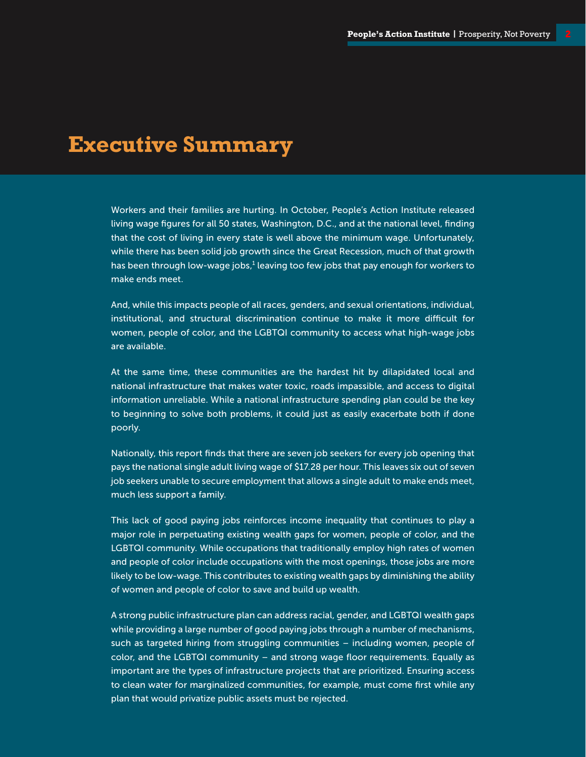# Executive Summary

Workers and their families are hurting. In October, People's Action Institute released living wage figures for all 50 states, Washington, D.C., and at the national level, finding that the cost of living in every state is well above the minimum wage. Unfortunately, while there has been solid job growth since the Great Recession, much of that growth has been through low-wage jobs,[1] leaving too few jobs that pay enough for workers to make ends meet.

And, while this impacts people of all races, genders, and sexual orientations, individual, institutional, and structural discrimination continue to make it more difficult for women, people of color, and the LGBTQI community to access what high-wage jobs are available.

At the same time, these communities are the hardest hit by dilapidated local and national infrastructure that makes water toxic, roads impassible, and access to digital information unreliable. While a national infrastructure spending plan could be the key to beginning to solve both problems, it could just as easily exacerbate both if done poorly.

Nationally, this report finds that there are seven job seekers for every job opening that pays the national single adult living wage of $17.28 per hour. This leaves six out of seven job seekers unable to secure employment that allows a single adult to make ends meet, much less support a family.

This lack of good paying jobs reinforces income inequality that continues to play a major role in perpetuating existing wealth gaps for women, people of color, and the LGBTQI community. While occupations that traditionally employ high rates of women and people of color include occupations with the most openings, those jobs are more likely to be low-wage. This contributes to existing wealth gaps by diminishing the ability of women and people of color to save and build up wealth.

A strong public infrastructure plan can address racial, gender, and LGBTQI wealth gaps while providing a large number of good paying jobs through a number of mechanisms, such as targeted hiring from struggling communities – including women, people of color, and the LGBTQI community – and strong wage floor requirements. Equally as important are the types of infrastructure projects that are prioritized. Ensuring access to clean water for marginalized communities, for example, must come first while any plan that would privatize public assets must be rejected.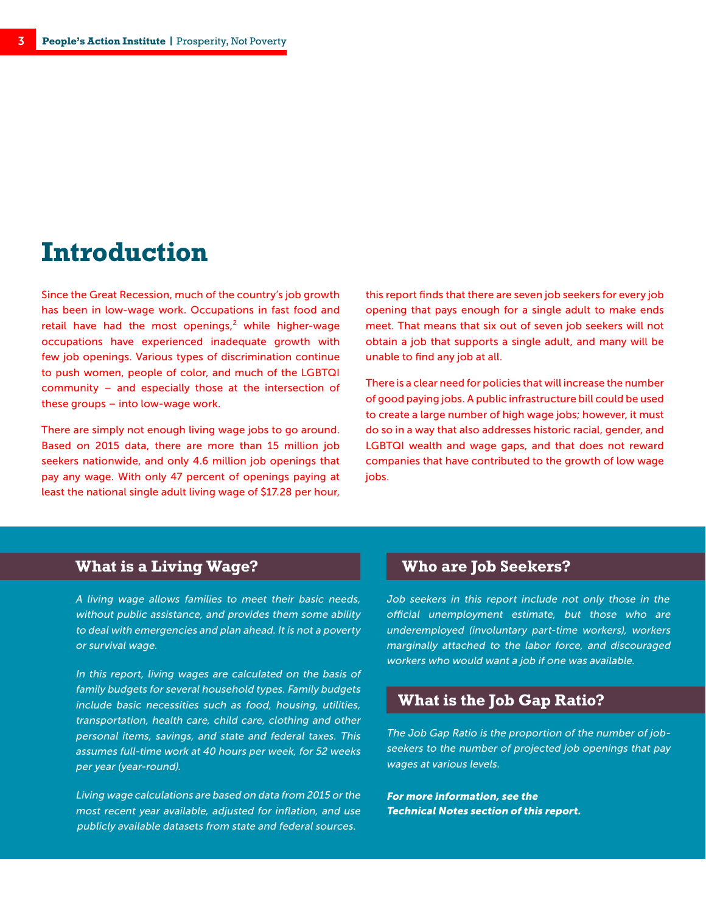# Introduction

Since the Great Recession, much of the country's job growth has been in low-wage work. Occupations in fast food and retail have had the most openings,[2] while higher-wage occupations have experienced inadequate growth with few job openings. Various types of discrimination continue to push women, people of color, and much of the LGBTQI community – and especially those at the intersection of these groups – into low-wage work.

There are simply not enough living wage jobs to go around. Based on 2015 data, there are more than 15 million job seekers nationwide, and only 4.6 million job openings that pay any wage. With only 47 percent of openings paying at least the national single adult living wage of $17.28 per hour, this report finds that there are seven job seekers for every job opening that pays enough for a single adult to make ends meet. That means that six out of seven job seekers will not obtain a job that supports a single adult, and many will be unable to find any job at all.

There is a clear need for policies that will increase the number of good paying jobs. A public infrastructure bill could be used to create a large number of high wage jobs; however, it must do so in a way that also addresses historic racial, gender, and LGBTQI wealth and wage gaps, and that does not reward companies that have contributed to the growth of low wage jobs.

## What is a Living Wage?

*A living wage allows families to meet their basic needs, without public assistance, and provides them some ability to deal with emergencies and plan ahead. It is not a poverty or survival wage.*

*In this report, living wages are calculated on the basis of family budgets for several household types. Family budgets include basic necessities such as food, housing, utilities, transportation, health care, child care, clothing and other personal items, savings, and state and federal taxes. This assumes full-time work at 40 hours per week, for 52 weeks per year (year-round).*

*Living wage calculations are based on data from 2015 or the most recent year available, adjusted for inflation, and use publicly available datasets from state and federal sources.*

## Who are Job Seekers?

*Job seekers in this report include not only those in the official unemployment estimate, but those who are underemployed (involuntary part-time workers), workers marginally attached to the labor force, and discouraged workers who would want a job if one was available.*

## What is the Job Gap Ratio?

*The Job Gap Ratio is the proportion of the number of job-seekers to the number of projected job openings that pay wages at various levels.*

***For more information, see the Technical Notes section of this report.***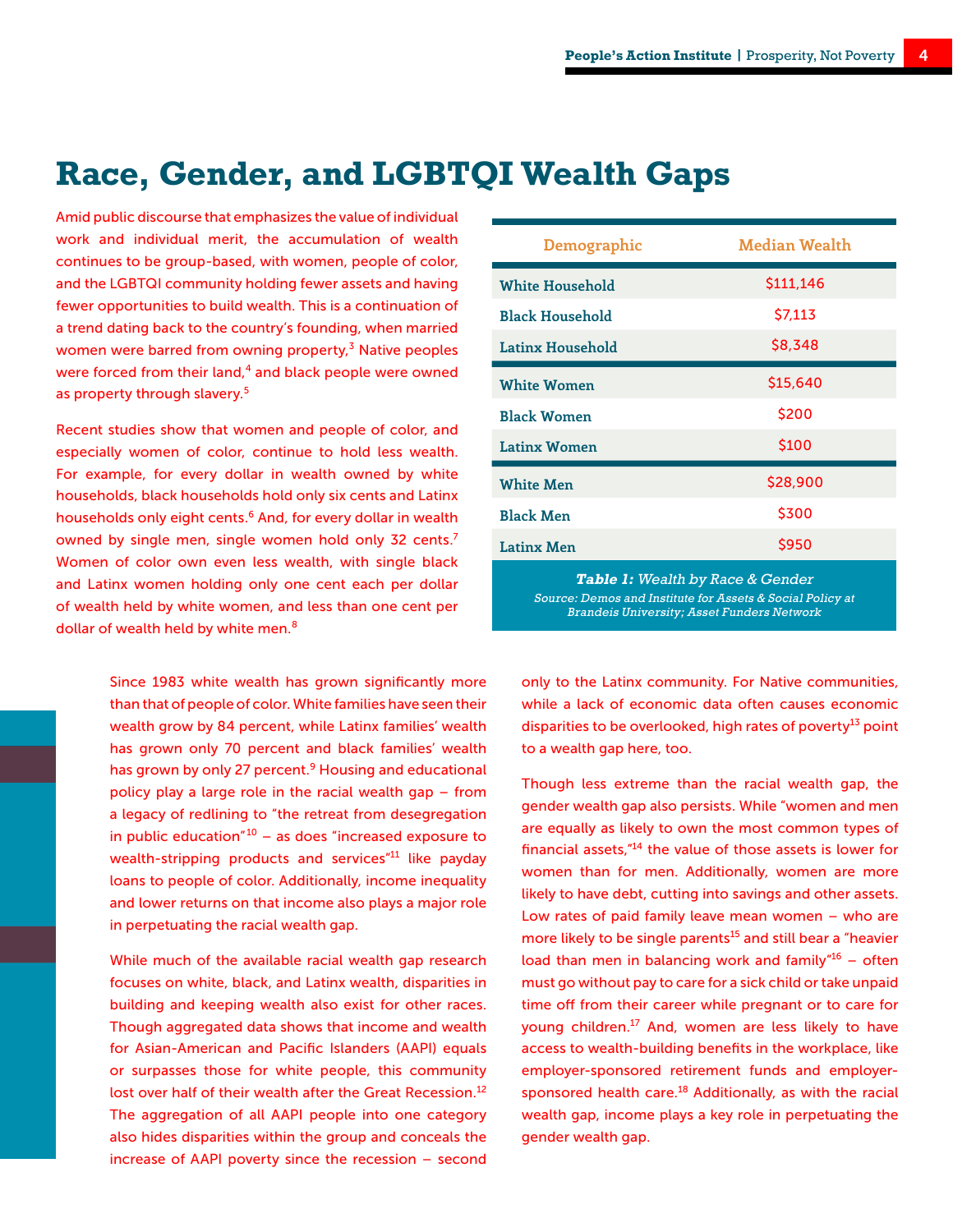# Race, Gender, and LGBTQI Wealth Gaps

Amid public discourse that emphasizes the value of individual work and individual merit, the accumulation of wealth continues to be group-based, with women, people of color, and the LGBTQI community holding fewer assets and having fewer opportunities to build wealth. This is a continuation of a trend dating back to the country's founding, when married women were barred from owning property,[3] Native peoples were forced from their land,[4] and black people were owned as property through slavery.[5]

Recent studies show that women and people of color, and especially women of color, continue to hold less wealth. For example, for every dollar in wealth owned by white households, black households hold only six cents and Latinx households only eight cents.[6] And, for every dollar in wealth owned by single men, single women hold only 32 cents.[7] Women of color own even less wealth, with single black and Latinx women holding only one cent each per dollar of wealth held by white women, and less than one cent per dollar of wealth held by white men.[8]

| Demographic | Median Wealth |
|---|---|
| White Household | $111,146 |
| Black Household | $7,113 |
| Latinx Household | $8,348 |
| White Women | $15,640 |
| Black Women | $200 |
| Latinx Women | $100 |
| White Men | $28,900 |
| Black Men | $300 |
| Latinx Men | $950 |

***Table 1:*** *Wealth by Race & Gender*
*Source: Demos and Institute for Assets & Social Policy at Brandeis University; Asset Funders Network*

Since 1983 white wealth has grown significantly more than that of people of color. White families have seen their wealth grow by 84 percent, while Latinx families' wealth has grown only 70 percent and black families' wealth has grown by only 27 percent.[9] Housing and educational policy play a large role in the racial wealth gap – from a legacy of redlining to "the retreat from desegregation in public education"[10] – as does "increased exposure to wealth-stripping products and services"[11] like payday loans to people of color. Additionally, income inequality and lower returns on that income also plays a major role in perpetuating the racial wealth gap.

While much of the available racial wealth gap research focuses on white, black, and Latinx wealth, disparities in building and keeping wealth also exist for other races. Though aggregated data shows that income and wealth for Asian-American and Pacific Islanders (AAPI) equals or surpasses those for white people, this community lost over half of their wealth after the Great Recession.[12] The aggregation of all AAPI people into one category also hides disparities within the group and conceals the increase of AAPI poverty since the recession – second only to the Latinx community. For Native communities, while a lack of economic data often causes economic disparities to be overlooked, high rates of poverty[13] point to a wealth gap here, too.

Though less extreme than the racial wealth gap, the gender wealth gap also persists. While "women and men are equally as likely to own the most common types of financial assets,"[14] the value of those assets is lower for women than for men. Additionally, women are more likely to have debt, cutting into savings and other assets. Low rates of paid family leave mean women – who are more likely to be single parents[15] and still bear a "heavier load than men in balancing work and family"[16] – often must go without pay to care for a sick child or take unpaid time off from their career while pregnant or to care for young children.[17] And, women are less likely to have access to wealth-building benefits in the workplace, like employer-sponsored retirement funds and employer-sponsored health care.[18] Additionally, as with the racial wealth gap, income plays a key role in perpetuating the gender wealth gap.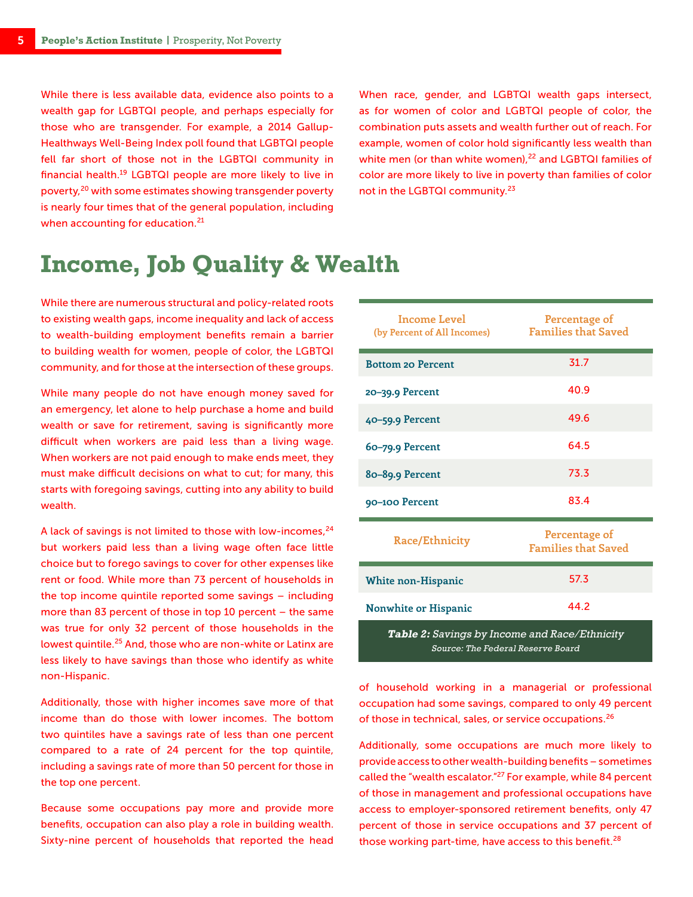While there is less available data, evidence also points to a wealth gap for LGBTQI people, and perhaps especially for those who are transgender. For example, a 2014 Gallup-Healthways Well-Being Index poll found that LGBTQI people fell far short of those not in the LGBTQI community in financial health.[19] LGBTQI people are more likely to live in poverty,[20] with some estimates showing transgender poverty is nearly four times that of the general population, including when accounting for education.[21]

When race, gender, and LGBTQI wealth gaps intersect, as for women of color and LGBTQI people of color, the combination puts assets and wealth further out of reach. For example, women of color hold significantly less wealth than white men (or than white women),[22] and LGBTQI families of color are more likely to live in poverty than families of color not in the LGBTQI community.[23]

# Income, Job Quality & Wealth

While there are numerous structural and policy-related roots to existing wealth gaps, income inequality and lack of access to wealth-building employment benefits remain a barrier to building wealth for women, people of color, the LGBTQI community, and for those at the intersection of these groups.

While many people do not have enough money saved for an emergency, let alone to help purchase a home and build wealth or save for retirement, saving is significantly more difficult when workers are paid less than a living wage. When workers are not paid enough to make ends meet, they must make difficult decisions on what to cut; for many, this starts with foregoing savings, cutting into any ability to build wealth.

A lack of savings is not limited to those with low-incomes,[24] but workers paid less than a living wage often face little choice but to forego savings to cover for other expenses like rent or food. While more than 73 percent of households in the top income quintile reported some savings – including more than 83 percent of those in top 10 percent – the same was true for only 32 percent of those households in the lowest quintile.[25] And, those who are non-white or Latinx are less likely to have savings than those who identify as white non-Hispanic.

Additionally, those with higher incomes save more of that income than do those with lower incomes. The bottom two quintiles have a savings rate of less than one percent compared to a rate of 24 percent for the top quintile, including a savings rate of more than 50 percent for those in the top one percent.

Because some occupations pay more and provide more benefits, occupation can also play a role in building wealth. Sixty-nine percent of households that reported the head of household working in a managerial or professional occupation had some savings, compared to only 49 percent of those in technical, sales, or service occupations.[26]

| Income Level (by Percent of All Incomes) | Percentage of Families that Saved |
|---|---|
| Bottom 20 Percent | 31.7 |
| 20–39.9 Percent | 40.9 |
| 40–59.9 Percent | 49.6 |
| 60–79.9 Percent | 64.5 |
| 80–89.9 Percent | 73.3 |
| 90–100 Percent | 83.4 |
| **Race/Ethnicity** | **Percentage of Families that Saved** |
| White non-Hispanic | 57.3 |
| Nonwhite or Hispanic | 44.2 |

***Table 2:*** *Savings by Income and Race/Ethnicity*
*Source: The Federal Reserve Board*

Additionally, some occupations are much more likely to provide access to other wealth-building benefits – sometimes called the "wealth escalator."[27] For example, while 84 percent of those in management and professional occupations have access to employer-sponsored retirement benefits, only 47 percent of those in service occupations and 37 percent of those working part-time, have access to this benefit.[28]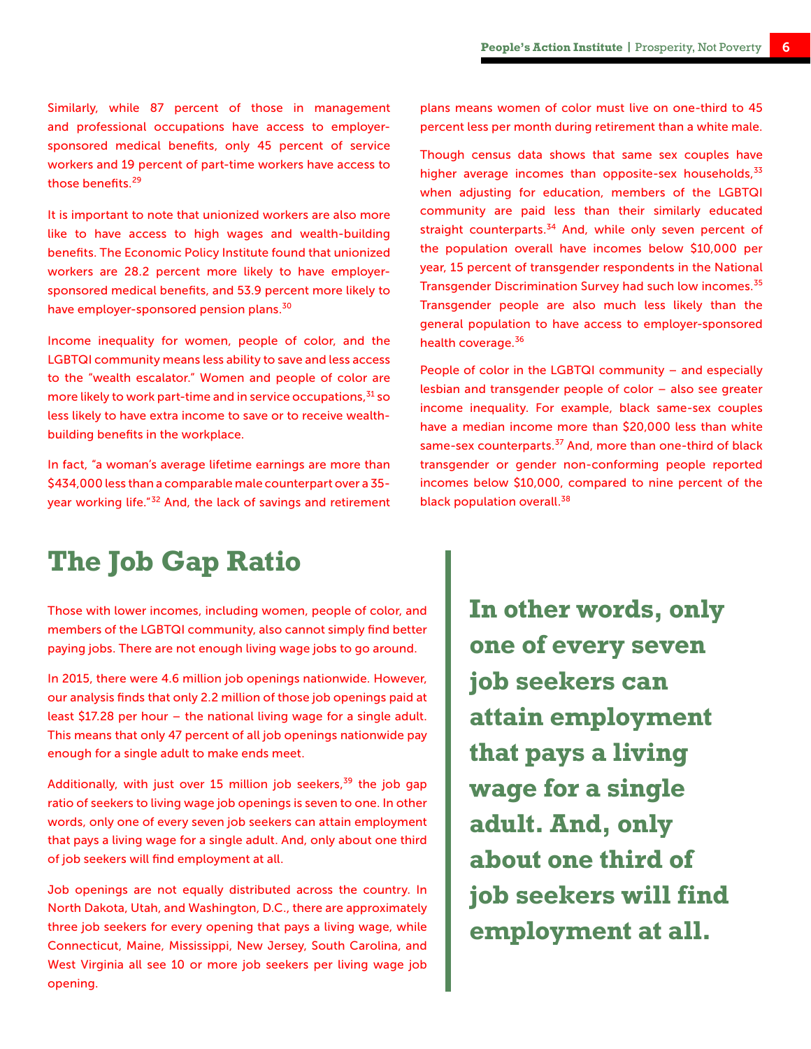Similarly, while 87 percent of those in management and professional occupations have access to employer-sponsored medical benefits, only 45 percent of service workers and 19 percent of part-time workers have access to those benefits.[29]

It is important to note that unionized workers are also more like to have access to high wages and wealth-building benefits. The Economic Policy Institute found that unionized workers are 28.2 percent more likely to have employer-sponsored medical benefits, and 53.9 percent more likely to have employer-sponsored pension plans.[30]

Income inequality for women, people of color, and the LGBTQI community means less ability to save and less access to the "wealth escalator." Women and people of color are more likely to work part-time and in service occupations,[31] so less likely to have extra income to save or to receive wealth-building benefits in the workplace.

In fact, "a woman's average lifetime earnings are more than $434,000 less than a comparable male counterpart over a 35-year working life."[32] And, the lack of savings and retirement plans means women of color must live on one-third to 45 percent less per month during retirement than a white male.

Though census data shows that same sex couples have higher average incomes than opposite-sex households,[33] when adjusting for education, members of the LGBTQI community are paid less than their similarly educated straight counterparts.[34] And, while only seven percent of the population overall have incomes below $10,000 per year, 15 percent of transgender respondents in the National Transgender Discrimination Survey had such low incomes.[35] Transgender people are also much less likely than the general population to have access to employer-sponsored health coverage.[36]

People of color in the LGBTQI community – and especially lesbian and transgender people of color – also see greater income inequality. For example, black same-sex couples have a median income more than $20,000 less than white same-sex counterparts.[37] And, more than one-third of black transgender or gender non-conforming people reported incomes below $10,000, compared to nine percent of the black population overall.[38]

## The Job Gap Ratio

Those with lower incomes, including women, people of color, and members of the LGBTQI community, also cannot simply find better paying jobs. There are not enough living wage jobs to go around.

In 2015, there were 4.6 million job openings nationwide. However, our analysis finds that only 2.2 million of those job openings paid at least $17.28 per hour – the national living wage for a single adult. This means that only 47 percent of all job openings nationwide pay enough for a single adult to make ends meet.

Additionally, with just over 15 million job seekers,[39] the job gap ratio of seekers to living wage job openings is seven to one. In other words, only one of every seven job seekers can attain employment that pays a living wage for a single adult. And, only about one third of job seekers will find employment at all.

Job openings are not equally distributed across the country. In North Dakota, Utah, and Washington, D.C., there are approximately three job seekers for every opening that pays a living wage, while Connecticut, Maine, Mississippi, New Jersey, South Carolina, and West Virginia all see 10 or more job seekers per living wage job opening.

> **In other words, only one of every seven job seekers can attain employment that pays a living wage for a single adult. And, only about one third of job seekers will find employment at all.**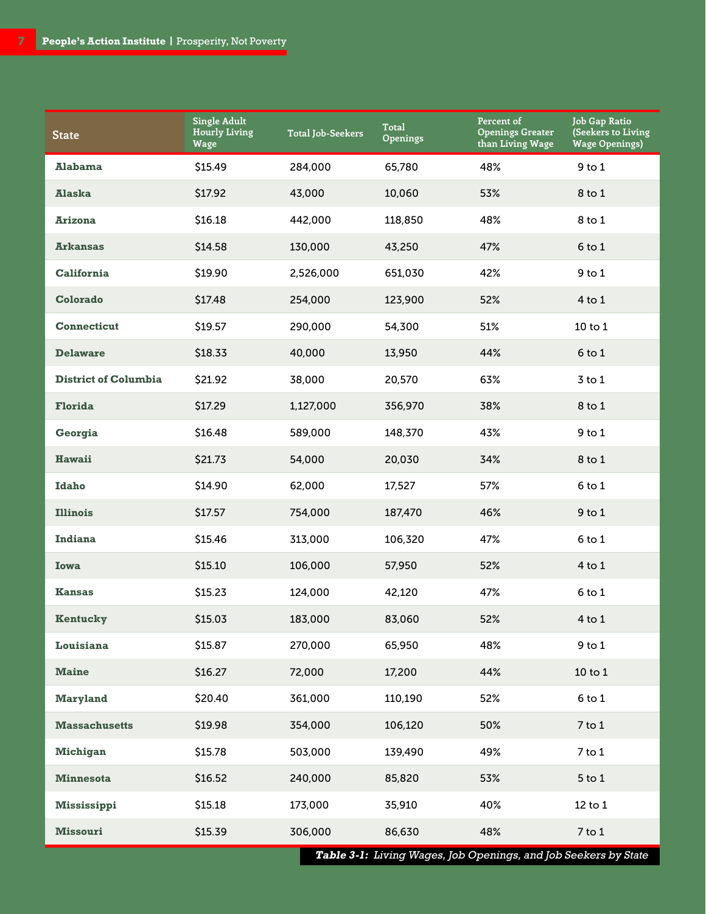| State | Single Adult Hourly Living Wage | Total Job-Seekers | Total Openings | Percent of Openings Greater than Living Wage | Job Gap Ratio (Seekers to Living Wage Openings) |
|---|---|---|---|---|---|
| Alabama | $15.49 | 284,000 | 65,780 | 48% | 9 to 1 |
| Alaska | $17.92 | 43,000 | 10,060 | 53% | 8 to 1 |
| Arizona | $16.18 | 442,000 | 118,850 | 48% | 8 to 1 |
| Arkansas | $14.58 | 130,000 | 43,250 | 47% | 6 to 1 |
| California | $19.90 | 2,526,000 | 651,030 | 42% | 9 to 1 |
| Colorado | $17.48 | 254,000 | 123,900 | 52% | 4 to 1 |
| Connecticut | $19.57 | 290,000 | 54,300 | 51% | 10 to 1 |
| Delaware | $18.33 | 40,000 | 13,950 | 44% | 6 to 1 |
| District of Columbia | $21.92 | 38,000 | 20,570 | 63% | 3 to 1 |
| Florida | $17.29 | 1,127,000 | 356,970 | 38% | 8 to 1 |
| Georgia | $16.48 | 589,000 | 148,370 | 43% | 9 to 1 |
| Hawaii | $21.73 | 54,000 | 20,030 | 34% | 8 to 1 |
| Idaho | $14.90 | 62,000 | 17,527 | 57% | 6 to 1 |
| Illinois | $17.57 | 754,000 | 187,470 | 46% | 9 to 1 |
| Indiana | $15.46 | 313,000 | 106,320 | 47% | 6 to 1 |
| Iowa | $15.10 | 106,000 | 57,950 | 52% | 4 to 1 |
| Kansas | $15.23 | 124,000 | 42,120 | 47% | 6 to 1 |
| Kentucky | $15.03 | 183,000 | 83,060 | 52% | 4 to 1 |
| Louisiana | $15.87 | 270,000 | 65,950 | 48% | 9 to 1 |
| Maine | $16.27 | 72,000 | 17,200 | 44% | 10 to 1 |
| Maryland | $20.40 | 361,000 | 110,190 | 52% | 6 to 1 |
| Massachusetts | $19.98 | 354,000 | 106,120 | 50% | 7 to 1 |
| Michigan | $15.78 | 503,000 | 139,490 | 49% | 7 to 1 |
| Minnesota | $16.52 | 240,000 | 85,820 | 53% | 5 to 1 |
| Mississippi | $15.18 | 173,000 | 35,910 | 40% | 12 to 1 |
| Missouri | $15.39 | 306,000 | 86,630 | 48% | 7 to 1 |

***Table 3-1:** Living Wages, Job Openings, and Job Seekers by State*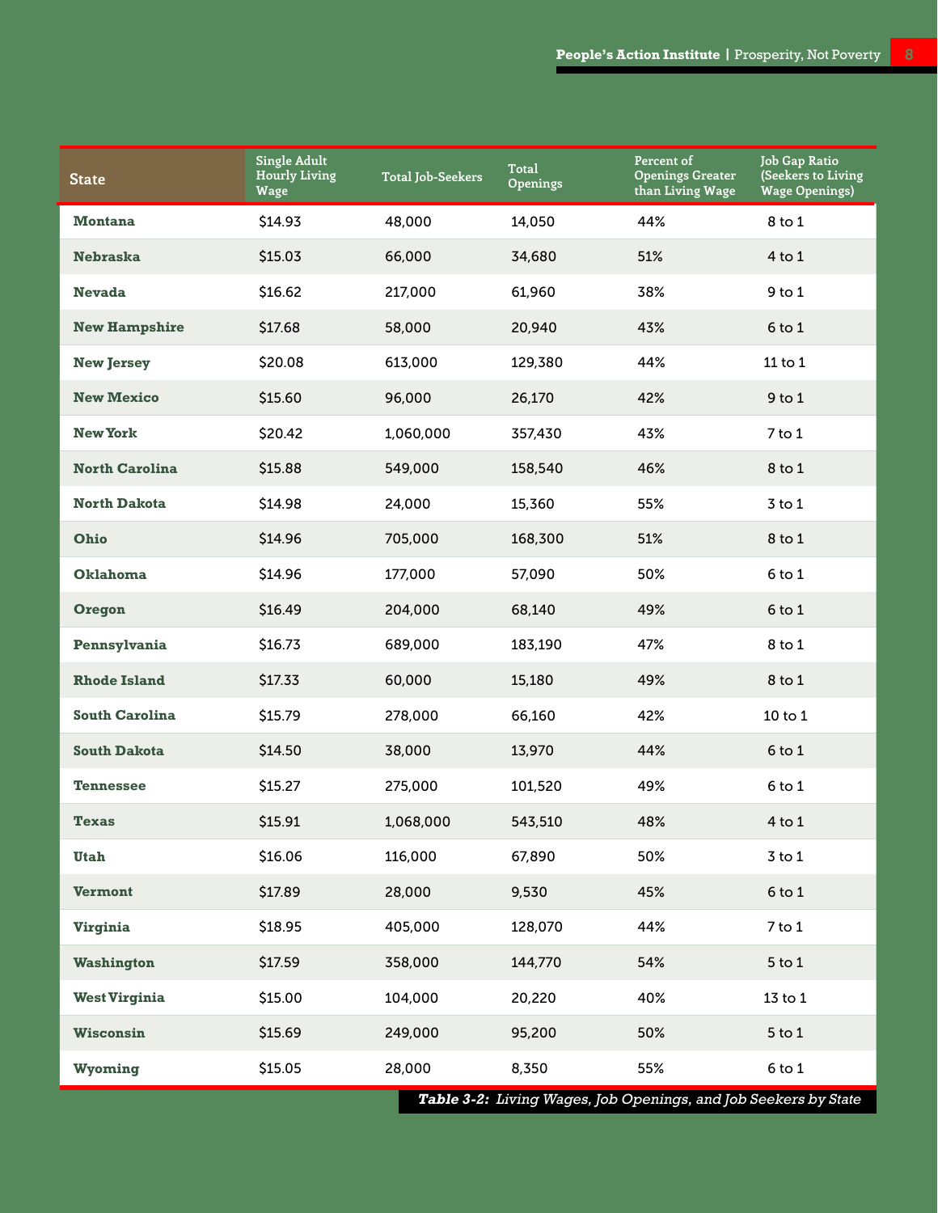| State | Single Adult Hourly Living Wage | Total Job-Seekers | Total Openings | Percent of Openings Greater than Living Wage | Job Gap Ratio (Seekers to Living Wage Openings) |
|---|---|---|---|---|---|
| **Montana** | $14.93 | 48,000 | 14,050 | 44% | 8 to 1 |
| **Nebraska** | $15.03 | 66,000 | 34,680 | 51% | 4 to 1 |
| **Nevada** | $16.62 | 217,000 | 61,960 | 38% | 9 to 1 |
| **New Hampshire** | $17.68 | 58,000 | 20,940 | 43% | 6 to 1 |
| **New Jersey** | $20.08 | 613,000 | 129,380 | 44% | 11 to 1 |
| **New Mexico** | $15.60 | 96,000 | 26,170 | 42% | 9 to 1 |
| **New York** | $20.42 | 1,060,000 | 357,430 | 43% | 7 to 1 |
| **North Carolina** | $15.88 | 549,000 | 158,540 | 46% | 8 to 1 |
| **North Dakota** | $14.98 | 24,000 | 15,360 | 55% | 3 to 1 |
| **Ohio** | $14.96 | 705,000 | 168,300 | 51% | 8 to 1 |
| **Oklahoma** | $14.96 | 177,000 | 57,090 | 50% | 6 to 1 |
| **Oregon** | $16.49 | 204,000 | 68,140 | 49% | 6 to 1 |
| **Pennsylvania** | $16.73 | 689,000 | 183,190 | 47% | 8 to 1 |
| **Rhode Island** | $17.33 | 60,000 | 15,180 | 49% | 8 to 1 |
| **South Carolina** | $15.79 | 278,000 | 66,160 | 42% | 10 to 1 |
| **South Dakota** | $14.50 | 38,000 | 13,970 | 44% | 6 to 1 |
| **Tennessee** | $15.27 | 275,000 | 101,520 | 49% | 6 to 1 |
| **Texas** | $15.91 | 1,068,000 | 543,510 | 48% | 4 to 1 |
| **Utah** | $16.06 | 116,000 | 67,890 | 50% | 3 to 1 |
| **Vermont** | $17.89 | 28,000 | 9,530 | 45% | 6 to 1 |
| **Virginia** | $18.95 | 405,000 | 128,070 | 44% | 7 to 1 |
| **Washington** | $17.59 | 358,000 | 144,770 | 54% | 5 to 1 |
| **West Virginia** | $15.00 | 104,000 | 20,220 | 40% | 13 to 1 |
| **Wisconsin** | $15.69 | 249,000 | 95,200 | 50% | 5 to 1 |
| **Wyoming** | $15.05 | 28,000 | 8,350 | 55% | 6 to 1 |

***Table 3-2:*** *Living Wages, Job Openings, and Job Seekers by State*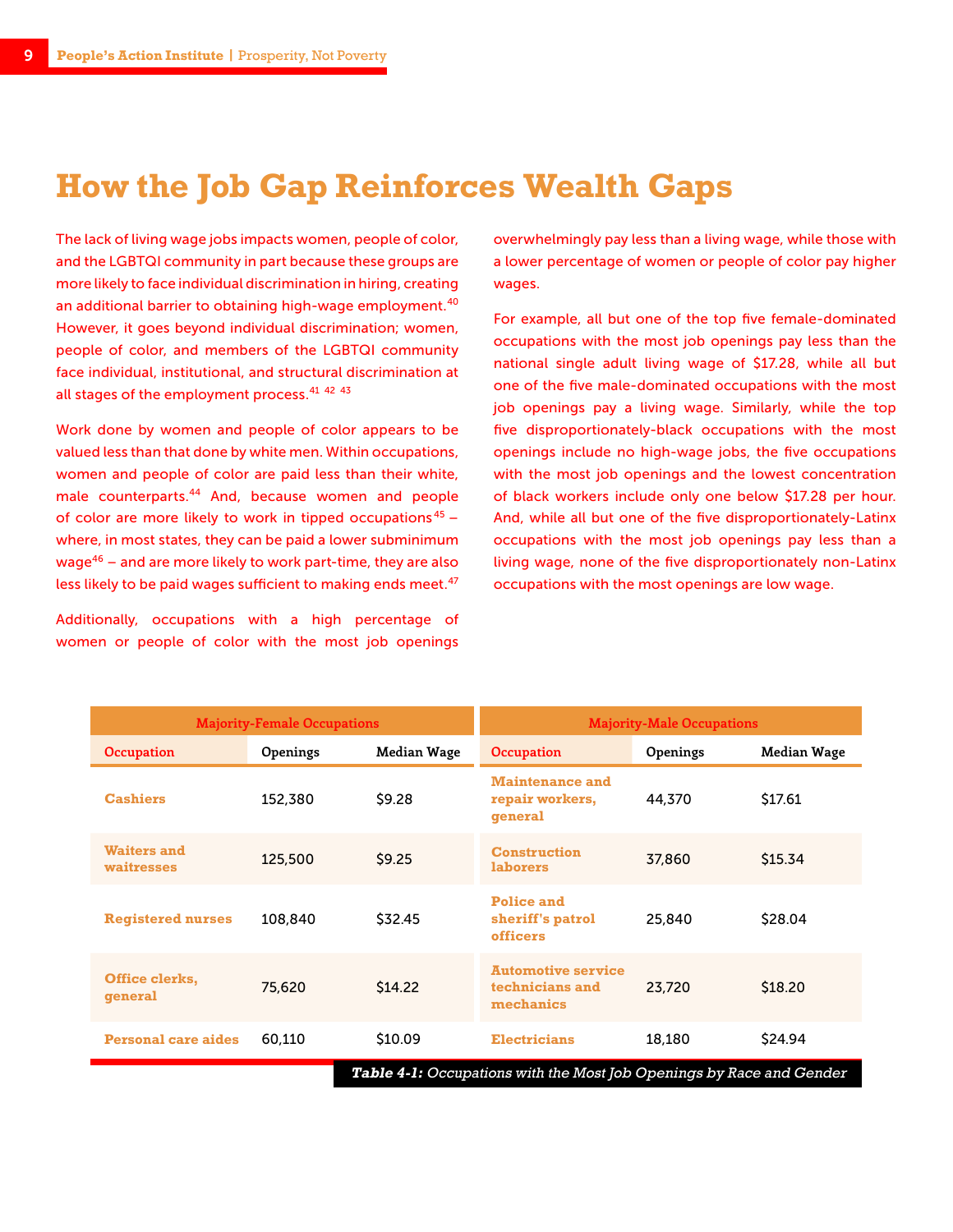# How the Job Gap Reinforces Wealth Gaps

The lack of living wage jobs impacts women, people of color, and the LGBTQI community in part because these groups are more likely to face individual discrimination in hiring, creating an additional barrier to obtaining high-wage employment.[40] However, it goes beyond individual discrimination; women, people of color, and members of the LGBTQI community face individual, institutional, and structural discrimination at all stages of the employment process.[41 42 43]

Work done by women and people of color appears to be valued less than that done by white men. Within occupations, women and people of color are paid less than their white, male counterparts.[44] And, because women and people of color are more likely to work in tipped occupations[45] – where, in most states, they can be paid a lower subminimum wage[46] – and are more likely to work part-time, they are also less likely to be paid wages sufficient to making ends meet.[47]

Additionally, occupations with a high percentage of women or people of color with the most job openings overwhelmingly pay less than a living wage, while those with a lower percentage of women or people of color pay higher wages.

For example, all but one of the top five female-dominated occupations with the most job openings pay less than the national single adult living wage of $17.28, while all but one of the five male-dominated occupations with the most job openings pay a living wage. Similarly, while the top five disproportionately-black occupations with the most openings include no high-wage jobs, the five occupations with the most job openings and the lowest concentration of black workers include only one below $17.28 per hour. And, while all but one of the five disproportionately-Latinx occupations with the most job openings pay less than a living wage, none of the five disproportionately non-Latinx occupations with the most openings are low wage.

| Majority-Female Occupations | | | Majority-Male Occupations | | |
|---|---|---|---|---|---|
| Occupation | Openings | Median Wage | Occupation | Openings | Median Wage |
| **Cashiers** | 152,380 | $9.28 | **Maintenance and repair workers, general** | 44,370 | $17.61 |
| **Waiters and waitresses** | 125,500 | $9.25 | **Construction laborers** | 37,860 | $15.34 |
| **Registered nurses** | 108,840 | $32.45 | **Police and sheriff's patrol officers** | 25,840 | $28.04 |
| **Office clerks, general** | 75,620 | $14.22 | **Automotive service technicians and mechanics** | 23,720 | $18.20 |
| **Personal care aides** | 60,110 | $10.09 | **Electricians** | 18,180 | $24.94 |

***Table 4-1:*** *Occupations with the Most Job Openings by Race and Gender*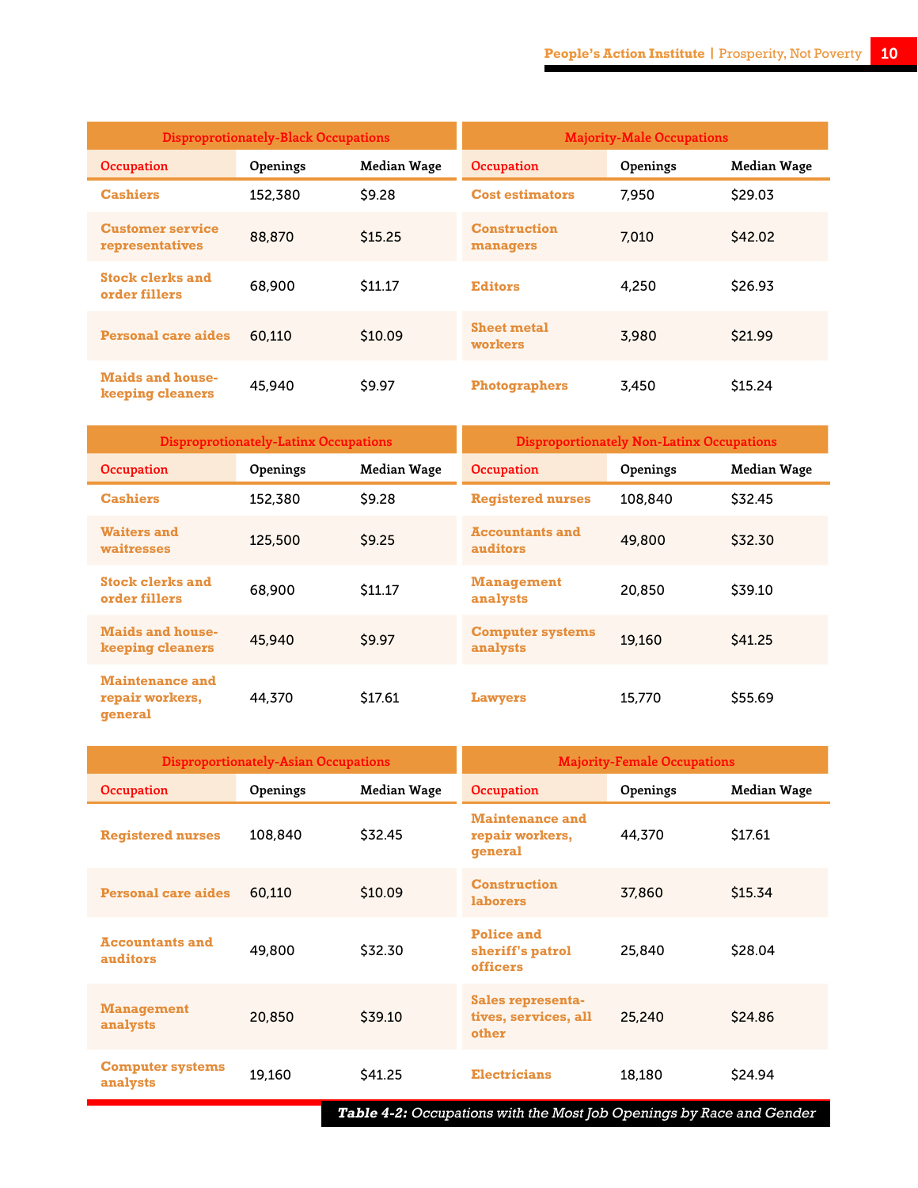| Disproprotionately-Black Occupations | | |
|---|---|---|
| Occupation | Openings | Median Wage |
| Cashiers | 152,380 | $9.28 |
| Customer service representatives | 88,870 | $15.25 |
| Stock clerks and order fillers | 68,900 | $11.17 |
| Personal care aides | 60,110 | $10.09 |
| Maids and housekeeping cleaners | 45,940 | $9.97 |

| Majority-Male Occupations | | |
|---|---|---|
| Occupation | Openings | Median Wage |
| Cost estimators | 7,950 | $29.03 |
| Construction managers | 7,010 | $42.02 |
| Editors | 4,250 | $26.93 |
| Sheet metal workers | 3,980 | $21.99 |
| Photographers | 3,450 | $15.24 |

| Disproprotionately-Latinx Occupations | | |
|---|---|---|
| Occupation | Openings | Median Wage |
| Cashiers | 152,380 | $9.28 |
| Waiters and waitresses | 125,500 | $9.25 |
| Stock clerks and order fillers | 68,900 | $11.17 |
| Maids and housekeeping cleaners | 45,940 | $9.97 |
| Maintenance and repair workers, general | 44,370 | $17.61 |

| Disproportionately Non-Latinx Occupations | | |
|---|---|---|
| Occupation | Openings | Median Wage |
| Registered nurses | 108,840 | $32.45 |
| Accountants and auditors | 49,800 | $32.30 |
| Management analysts | 20,850 | $39.10 |
| Computer systems analysts | 19,160 | $41.25 |
| Lawyers | 15,770 | $55.69 |

| Disproportionately-Asian Occupations | | |
|---|---|---|
| Occupation | Openings | Median Wage |
| Registered nurses | 108,840 | $32.45 |
| Personal care aides | 60,110 | $10.09 |
| Accountants and auditors | 49,800 | $32.30 |
| Management analysts | 20,850 | $39.10 |
| Computer systems analysts | 19,160 | $41.25 |

| Majority-Female Occupations | | |
|---|---|---|
| Occupation | Openings | Median Wage |
| Maintenance and repair workers, general | 44,370 | $17.61 |
| Construction laborers | 37,860 | $15.34 |
| Police and sheriff's patrol officers | 25,840 | $28.04 |
| Sales representatives, services, all other | 25,240 | $24.86 |
| Electricians | 18,180 | $24.94 |

***Table 4-2:*** *Occupations with the Most Job Openings by Race and Gender*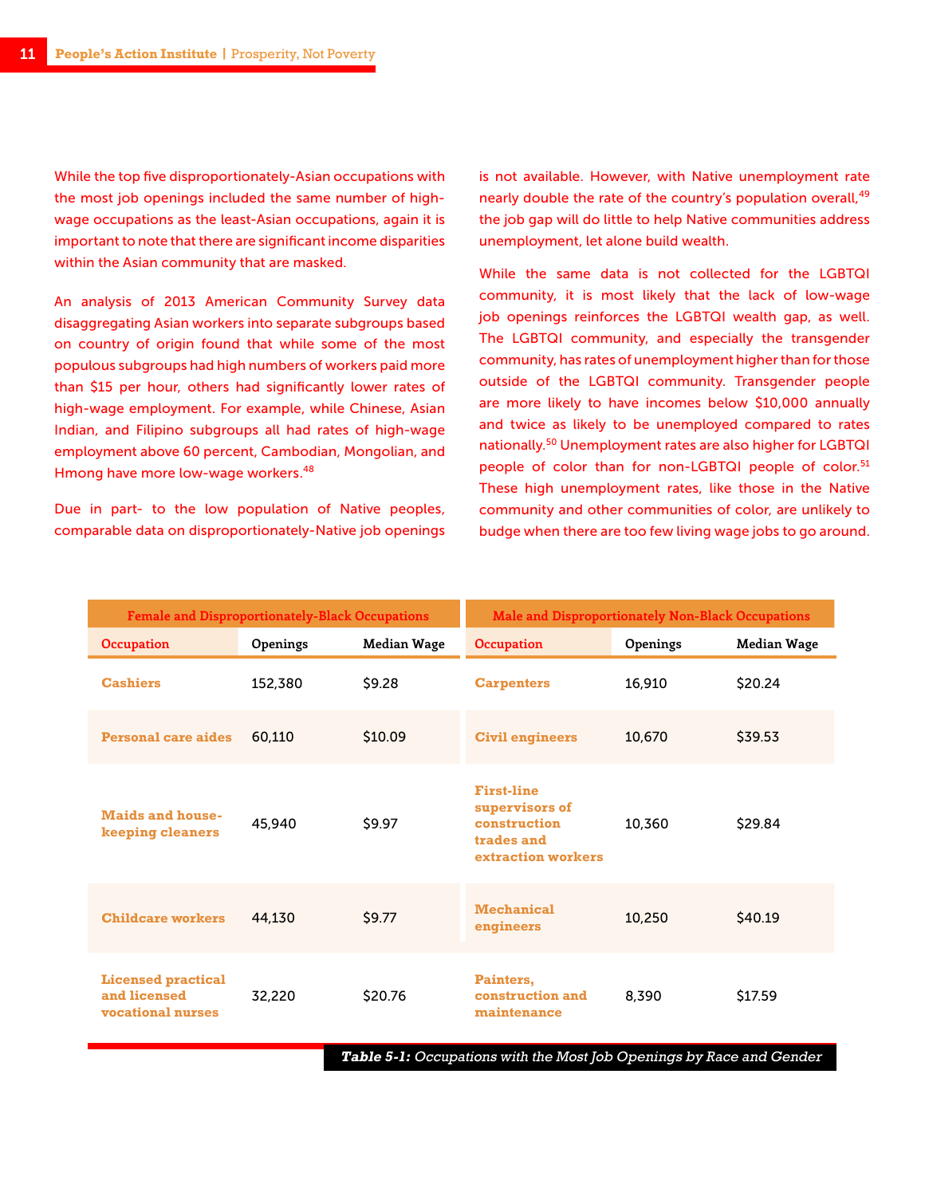While the top five disproportionately-Asian occupations with the most job openings included the same number of high-wage occupations as the least-Asian occupations, again it is important to note that there are significant income disparities within the Asian community that are masked.

An analysis of 2013 American Community Survey data disaggregating Asian workers into separate subgroups based on country of origin found that while some of the most populous subgroups had high numbers of workers paid more than $15 per hour, others had significantly lower rates of high-wage employment. For example, while Chinese, Asian Indian, and Filipino subgroups all had rates of high-wage employment above 60 percent, Cambodian, Mongolian, and Hmong have more low-wage workers.[48]

Due in part- to the low population of Native peoples, comparable data on disproportionately-Native job openings is not available. However, with Native unemployment rate nearly double the rate of the country's population overall,[49] the job gap will do little to help Native communities address unemployment, let alone build wealth.

While the same data is not collected for the LGBTQI community, it is most likely that the lack of low-wage job openings reinforces the LGBTQI wealth gap, as well. The LGBTQI community, and especially the transgender community, has rates of unemployment higher than for those outside of the LGBTQI community. Transgender people are more likely to have incomes below $10,000 annually and twice as likely to be unemployed compared to rates nationally.[50] Unemployment rates are also higher for LGBTQI people of color than for non-LGBTQI people of color.[51] These high unemployment rates, like those in the Native community and other communities of color, are unlikely to budge when there are too few living wage jobs to go around.

| Female and Disproportionately-Black Occupations | | | Male and Disproportionately Non-Black Occupations | | |
|---|---|---|---|---|---|
| Occupation | Openings | Median Wage | Occupation | Openings | Median Wage |
| Cashiers | 152,380 | $9.28 | Carpenters | 16,910 | $20.24 |
| Personal care aides | 60,110 | $10.09 | Civil engineers | 10,670 | $39.53 |
| Maids and house-keeping cleaners | 45,940 | $9.97 | First-line supervisors of construction trades and extraction workers | 10,360 | $29.84 |
| Childcare workers | 44,130 | $9.77 | Mechanical engineers | 10,250 | $40.19 |
| Licensed practical and licensed vocational nurses | 32,220 | $20.76 | Painters, construction and maintenance | 8,390 | $17.59 |

***Table 5-1:*** *Occupations with the Most Job Openings by Race and Gender*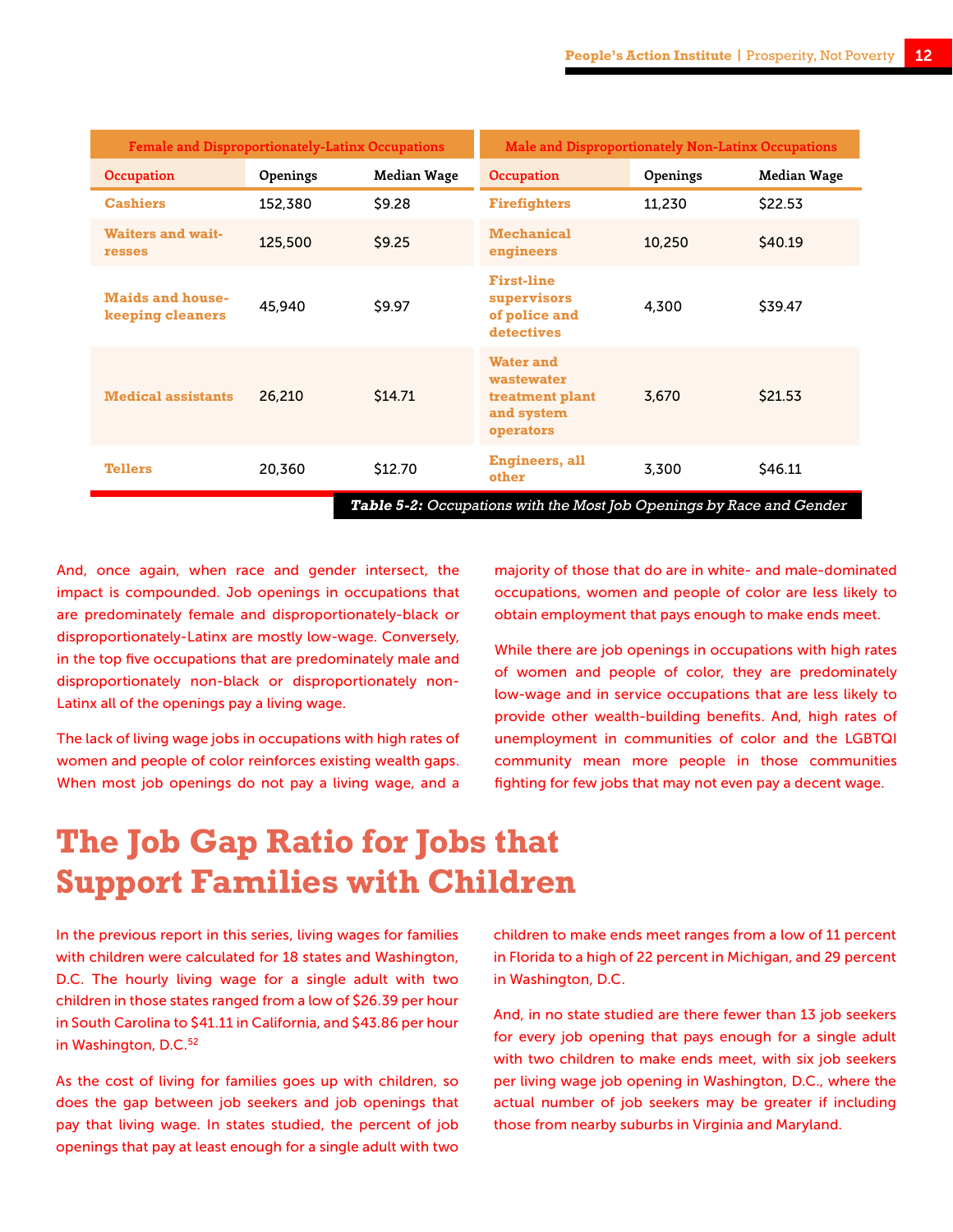| Female and Disproportionately-Latinx Occupations | | | Male and Disproportionately Non-Latinx Occupations | | |
|---|---|---|---|---|---|
| Occupation | Openings | Median Wage | Occupation | Openings | Median Wage |
| Cashiers | 152,380 | $9.28 | Firefighters | 11,230 | $22.53 |
| Waiters and waitresses | 125,500 | $9.25 | Mechanical engineers | 10,250 | $40.19 |
| Maids and housekeeping cleaners | 45,940 | $9.97 | First-line supervisors of police and detectives | 4,300 | $39.47 |
| Medical assistants | 26,210 | $14.71 | Water and wastewater treatment plant and system operators | 3,670 | $21.53 |
| Tellers | 20,360 | $12.70 | Engineers, all other | 3,300 | $46.11 |

***Table 5-2:*** *Occupations with the Most Job Openings by Race and Gender*

And, once again, when race and gender intersect, the impact is compounded. Job openings in occupations that are predominately female and disproportionately-black or disproportionately-Latinx are mostly low-wage. Conversely, in the top five occupations that are predominately male and disproportionately non-black or disproportionately non-Latinx all of the openings pay a living wage.

The lack of living wage jobs in occupations with high rates of women and people of color reinforces existing wealth gaps. When most job openings do not pay a living wage, and a majority of those that do are in white- and male-dominated occupations, women and people of color are less likely to obtain employment that pays enough to make ends meet.

While there are job openings in occupations with high rates of women and people of color, they are predominately low-wage and in service occupations that are less likely to provide other wealth-building benefits. And, high rates of unemployment in communities of color and the LGBTQI community mean more people in those communities fighting for few jobs that may not even pay a decent wage.

# The Job Gap Ratio for Jobs that Support Families with Children

In the previous report in this series, living wages for families with children were calculated for 18 states and Washington, D.C. The hourly living wage for a single adult with two children in those states ranged from a low of $26.39 per hour in South Carolina to $41.11 in California, and $43.86 per hour in Washington, D.C.[52]

As the cost of living for families goes up with children, so does the gap between job seekers and job openings that pay that living wage. In states studied, the percent of job openings that pay at least enough for a single adult with two children to make ends meet ranges from a low of 11 percent in Florida to a high of 22 percent in Michigan, and 29 percent in Washington, D.C.

And, in no state studied are there fewer than 13 job seekers for every job opening that pays enough for a single adult with two children to make ends meet, with six job seekers per living wage job opening in Washington, D.C., where the actual number of job seekers may be greater if including those from nearby suburbs in Virginia and Maryland.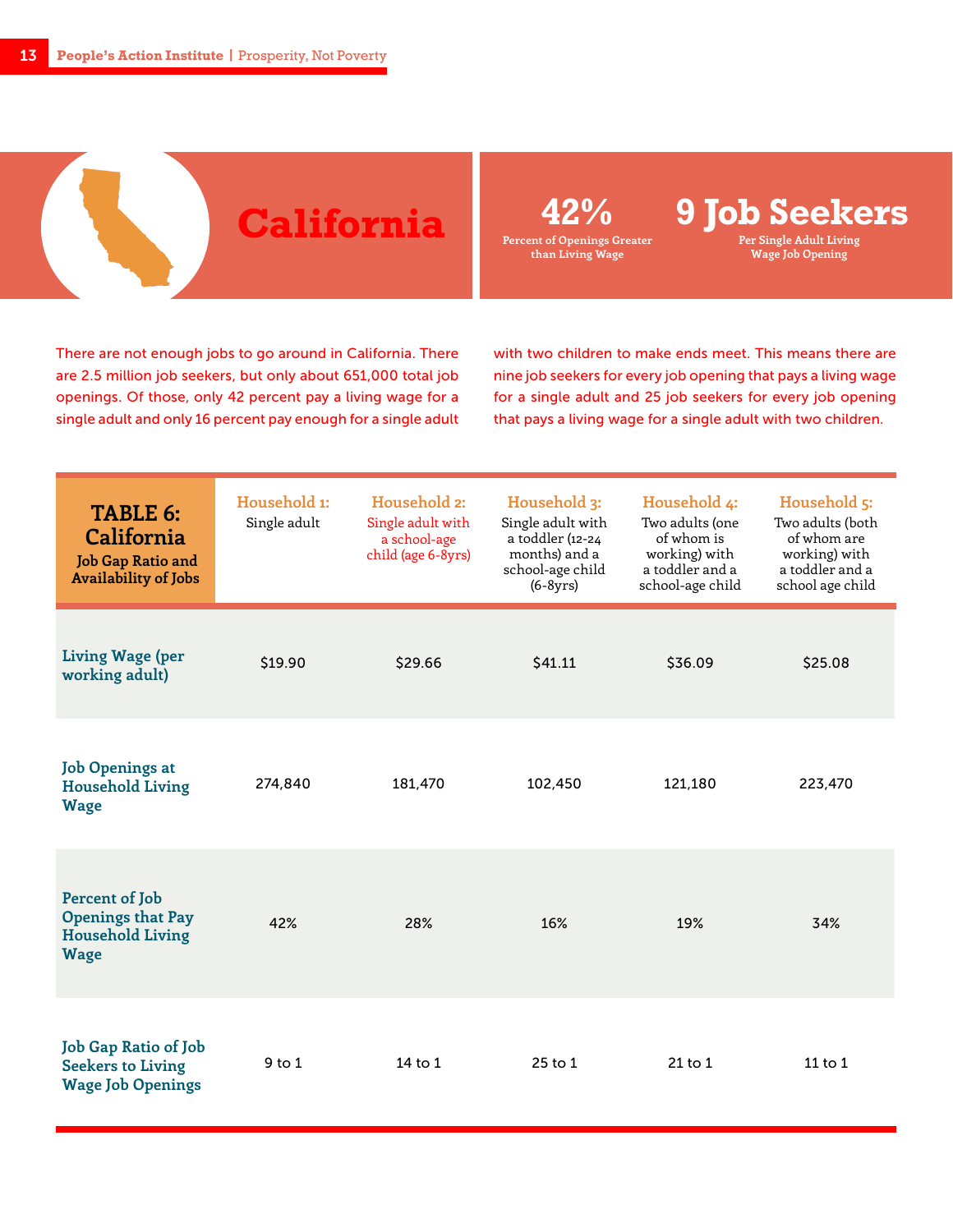# California

**42%**
Percent of Openings Greater than Living Wage

**9 Job Seekers**
Per Single Adult Living Wage Job Opening

There are not enough jobs to go around in California. There are 2.5 million job seekers, but only about 651,000 total job openings. Of those, only 42 percent pay a living wage for a single adult and only 16 percent pay enough for a single adult with two children to make ends meet. This means there are nine job seekers for every job opening that pays a living wage for a single adult and 25 job seekers for every job opening that pays a living wage for a single adult with two children.

| **TABLE 6: California** Job Gap Ratio and Availability of Jobs | Household 1: Single adult | Household 2: Single adult with a school-age child (age 6-8yrs) | Household 3: Single adult with a toddler (12-24 months) and a school-age child (6-8yrs) | Household 4: Two adults (one of whom is working) with a toddler and a school-age child | Household 5: Two adults (both of whom are working) with a toddler and a school age child |
|---|---|---|---|---|---|
| Living Wage (per working adult) | $19.90 | $29.66 | $41.11 | $36.09 | $25.08 |
| Job Openings at Household Living Wage | 274,840 | 181,470 | 102,450 | 121,180 | 223,470 |
| Percent of Job Openings that Pay Household Living Wage | 42% | 28% | 16% | 19% | 34% |
| Job Gap Ratio of Job Seekers to Living Wage Job Openings | 9 to 1 | 14 to 1 | 25 to 1 | 21 to 1 | 11 to 1 |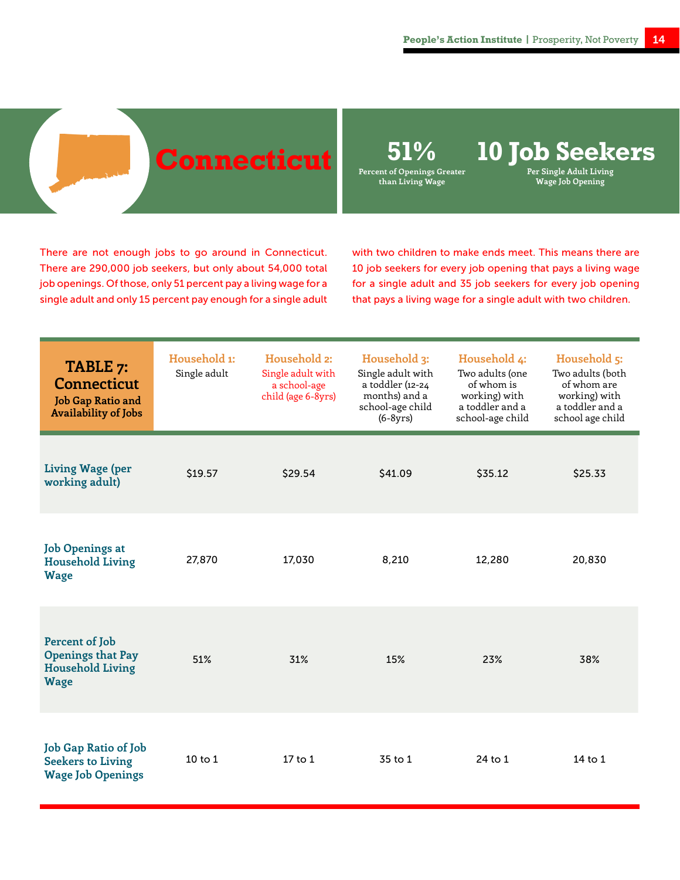# Connecticut

**51%**
Percent of Openings Greater than Living Wage

**10 Job Seekers**
Per Single Adult Living Wage Job Opening

There are not enough jobs to go around in Connecticut. There are 290,000 job seekers, but only about 54,000 total job openings. Of those, only 51 percent pay a living wage for a single adult and only 15 percent pay enough for a single adult with two children to make ends meet. This means there are 10 job seekers for every job opening that pays a living wage for a single adult and 35 job seekers for every job opening that pays a living wage for a single adult with two children.

| **TABLE 7: Connecticut** Job Gap Ratio and Availability of Jobs | **Household 1:** Single adult | **Household 2:** Single adult with a school-age child (age 6-8yrs) | **Household 3:** Single adult with a toddler (12-24 months) and a school-age child (6-8yrs) | **Household 4:** Two adults (one of whom is working) with a toddler and a school-age child | **Household 5:** Two adults (both of whom are working) with a toddler and a school age child |
|---|---|---|---|---|---|
| Living Wage (per working adult) | $19.57 | $29.54 | $41.09 | $35.12 | $25.33 |
| Job Openings at Household Living Wage | 27,870 | 17,030 | 8,210 | 12,280 | 20,830 |
| Percent of Job Openings that Pay Household Living Wage | 51% | 31% | 15% | 23% | 38% |
| Job Gap Ratio of Job Seekers to Living Wage Job Openings | 10 to 1 | 17 to 1 | 35 to 1 | 24 to 1 | 14 to 1 |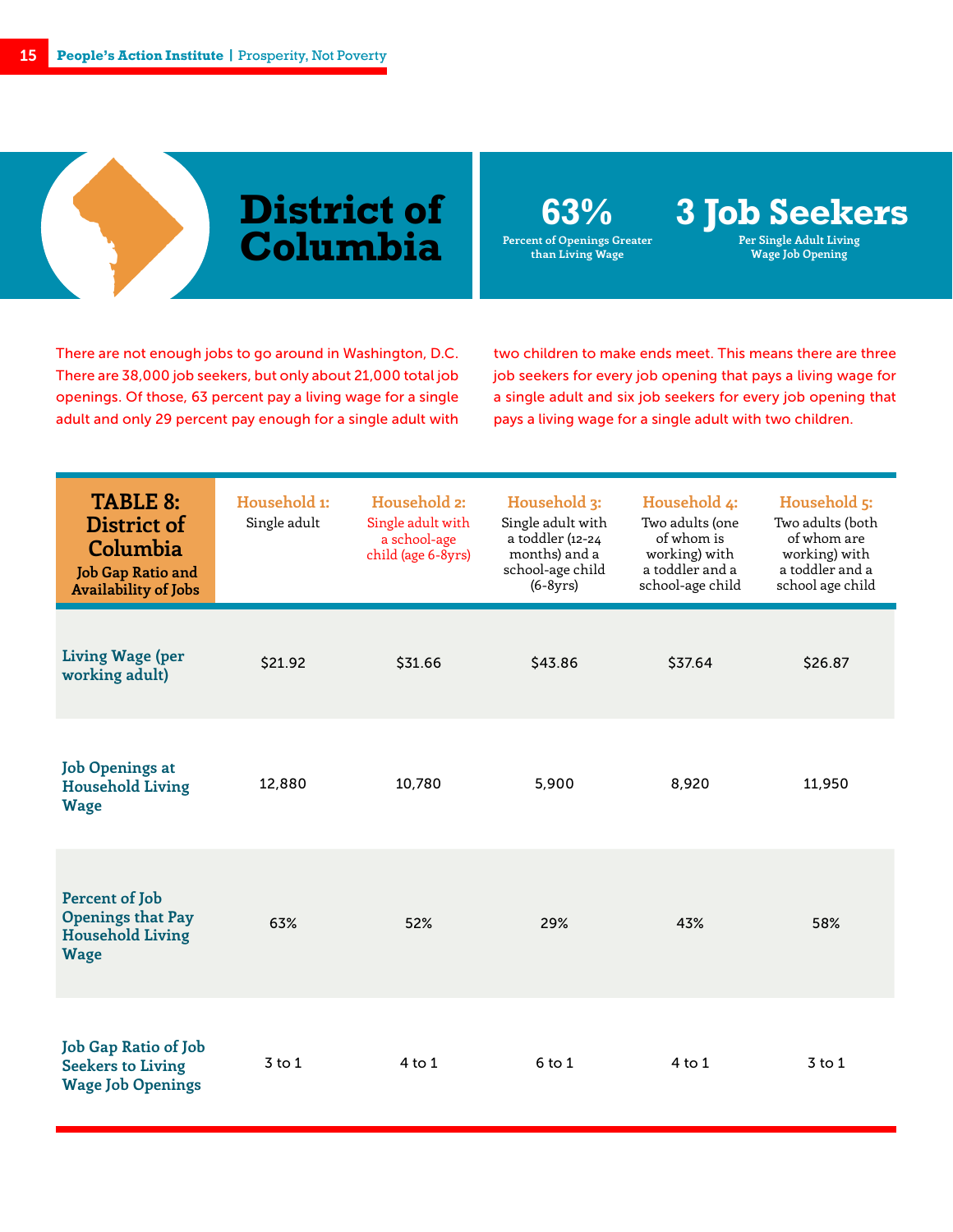# District of Columbia

**63%**
Percent of Openings Greater than Living Wage

**3 Job Seekers**
Per Single Adult Living Wage Job Opening

There are not enough jobs to go around in Washington, D.C. There are 38,000 job seekers, but only about 21,000 total job openings. Of those, 63 percent pay a living wage for a single adult and only 29 percent pay enough for a single adult with two children to make ends meet. This means there are three job seekers for every job opening that pays a living wage for a single adult and six job seekers for every job opening that pays a living wage for a single adult with two children.

| **TABLE 8: District of Columbia** Job Gap Ratio and Availability of Jobs | **Household 1:** Single adult | **Household 2:** Single adult with a school-age child (age 6-8yrs) | **Household 3:** Single adult with a toddler (12-24 months) and a school-age child (6-8yrs) | **Household 4:** Two adults (one of whom is working) with a toddler and a school-age child | **Household 5:** Two adults (both of whom are working) with a toddler and a school age child |
|---|---|---|---|---|---|
| Living Wage (per working adult) | $21.92 | $31.66 | $43.86 | $37.64 | $26.87 |
| Job Openings at Household Living Wage | 12,880 | 10,780 | 5,900 | 8,920 | 11,950 |
| Percent of Job Openings that Pay Household Living Wage | 63% | 52% | 29% | 43% | 58% |
| Job Gap Ratio of Job Seekers to Living Wage Job Openings | 3 to 1 | 4 to 1 | 6 to 1 | 4 to 1 | 3 to 1 |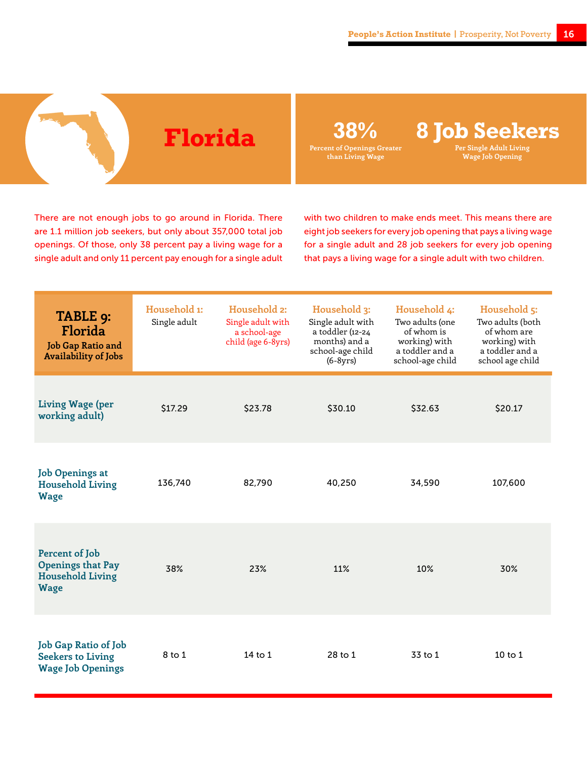# Florida

**38%**
Percent of Openings Greater than Living Wage

**8 Job Seekers**
Per Single Adult Living Wage Job Opening

There are not enough jobs to go around in Florida. There are 1.1 million job seekers, but only about 357,000 total job openings. Of those, only 38 percent pay a living wage for a single adult and only 11 percent pay enough for a single adult with two children to make ends meet. This means there are eight job seekers for every job opening that pays a living wage for a single adult and 28 job seekers for every job opening that pays a living wage for a single adult with two children.

| **TABLE 9: Florida** Job Gap Ratio and Availability of Jobs | **Household 1:** Single adult | **Household 2:** Single adult with a school-age child (age 6-8yrs) | **Household 3:** Single adult with a toddler (12-24 months) and a school-age child (6-8yrs) | **Household 4:** Two adults (one of whom is working) with a toddler and a school-age child | **Household 5:** Two adults (both of whom are working) with a toddler and a school age child |
|---|---|---|---|---|---|
| **Living Wage (per working adult)** | $17.29 | $23.78 | $30.10 | $32.63 | $20.17 |
| **Job Openings at Household Living Wage** | 136,740 | 82,790 | 40,250 | 34,590 | 107,600 |
| **Percent of Job Openings that Pay Household Living Wage** | 38% | 23% | 11% | 10% | 30% |
| **Job Gap Ratio of Job Seekers to Living Wage Job Openings** | 8 to 1 | 14 to 1 | 28 to 1 | 33 to 1 | 10 to 1 |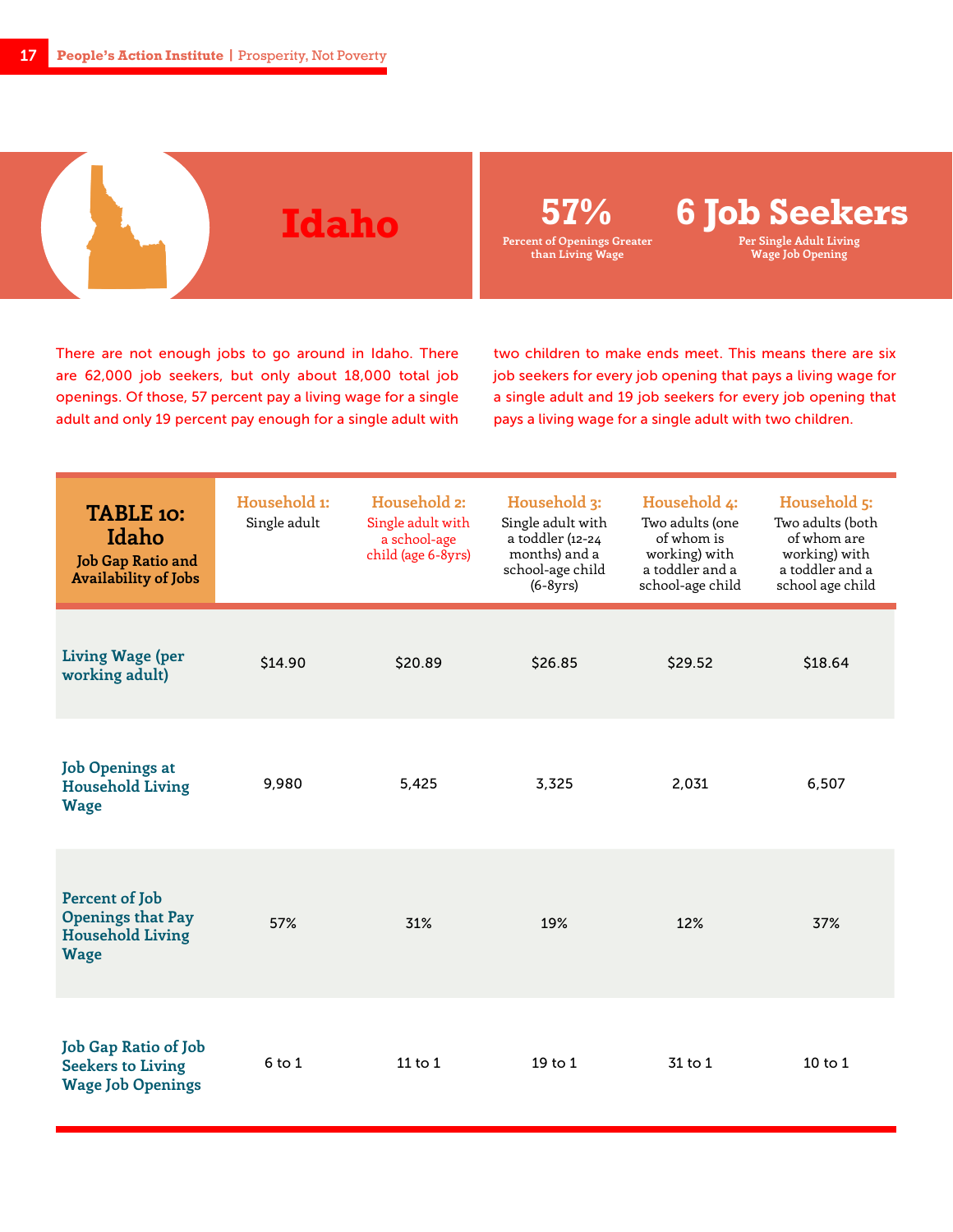# Idaho

**57%**
Percent of Openings Greater than Living Wage

**6 Job Seekers**
Per Single Adult Living Wage Job Opening

There are not enough jobs to go around in Idaho. There are 62,000 job seekers, but only about 18,000 total job openings. Of those, 57 percent pay a living wage for a single adult and only 19 percent pay enough for a single adult with two children to make ends meet. This means there are six job seekers for every job opening that pays a living wage for a single adult and 19 job seekers for every job opening that pays a living wage for a single adult with two children.

| **TABLE 10: Idaho** Job Gap Ratio and Availability of Jobs | **Household 1:** Single adult | **Household 2:** Single adult with a school-age child (age 6-8yrs) | **Household 3:** Single adult with a toddler (12-24 months) and a school-age child (6-8yrs) | **Household 4:** Two adults (one of whom is working) with a toddler and a school-age child | **Household 5:** Two adults (both of whom are working) with a toddler and a school age child |
|---|---|---|---|---|---|
| Living Wage (per working adult) | $14.90 | $20.89 | $26.85 | $29.52 | $18.64 |
| Job Openings at Household Living Wage | 9,980 | 5,425 | 3,325 | 2,031 | 6,507 |
| Percent of Job Openings that Pay Household Living Wage | 57% | 31% | 19% | 12% | 37% |
| Job Gap Ratio of Job Seekers to Living Wage Job Openings | 6 to 1 | 11 to 1 | 19 to 1 | 31 to 1 | 10 to 1 |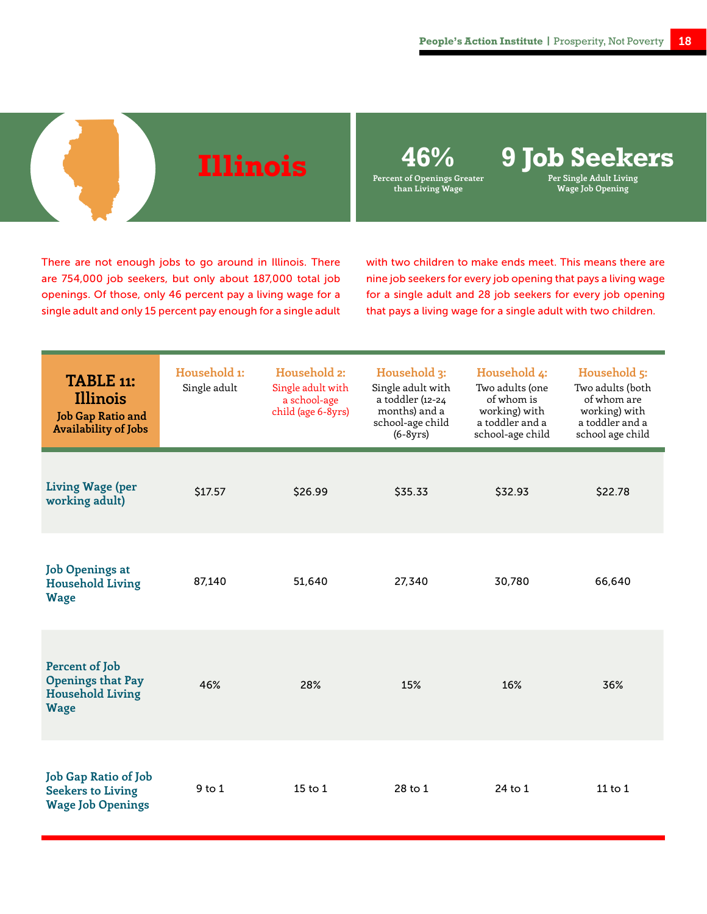# Illinois

**46%**
Percent of Openings Greater than Living Wage

**9 Job Seekers**
Per Single Adult Living Wage Job Opening

There are not enough jobs to go around in Illinois. There are 754,000 job seekers, but only about 187,000 total job openings. Of those, only 46 percent pay a living wage for a single adult and only 15 percent pay enough for a single adult with two children to make ends meet. This means there are nine job seekers for every job opening that pays a living wage for a single adult and 28 job seekers for every job opening that pays a living wage for a single adult with two children.

| **TABLE 11: Illinois** Job Gap Ratio and Availability of Jobs | **Household 1:** Single adult | **Household 2:** Single adult with a school-age child (age 6-8yrs) | **Household 3:** Single adult with a toddler (12-24 months) and a school-age child (6-8yrs) | **Household 4:** Two adults (one of whom is working) with a toddler and a school-age child | **Household 5:** Two adults (both of whom are working) with a toddler and a school age child |
|---|---|---|---|---|---|
| Living Wage (per working adult) | $17.57 | $26.99 | $35.33 | $32.93 | $22.78 |
| Job Openings at Household Living Wage | 87,140 | 51,640 | 27,340 | 30,780 | 66,640 |
| Percent of Job Openings that Pay Household Living Wage | 46% | 28% | 15% | 16% | 36% |
| Job Gap Ratio of Job Seekers to Living Wage Job Openings | 9 to 1 | 15 to 1 | 28 to 1 | 24 to 1 | 11 to 1 |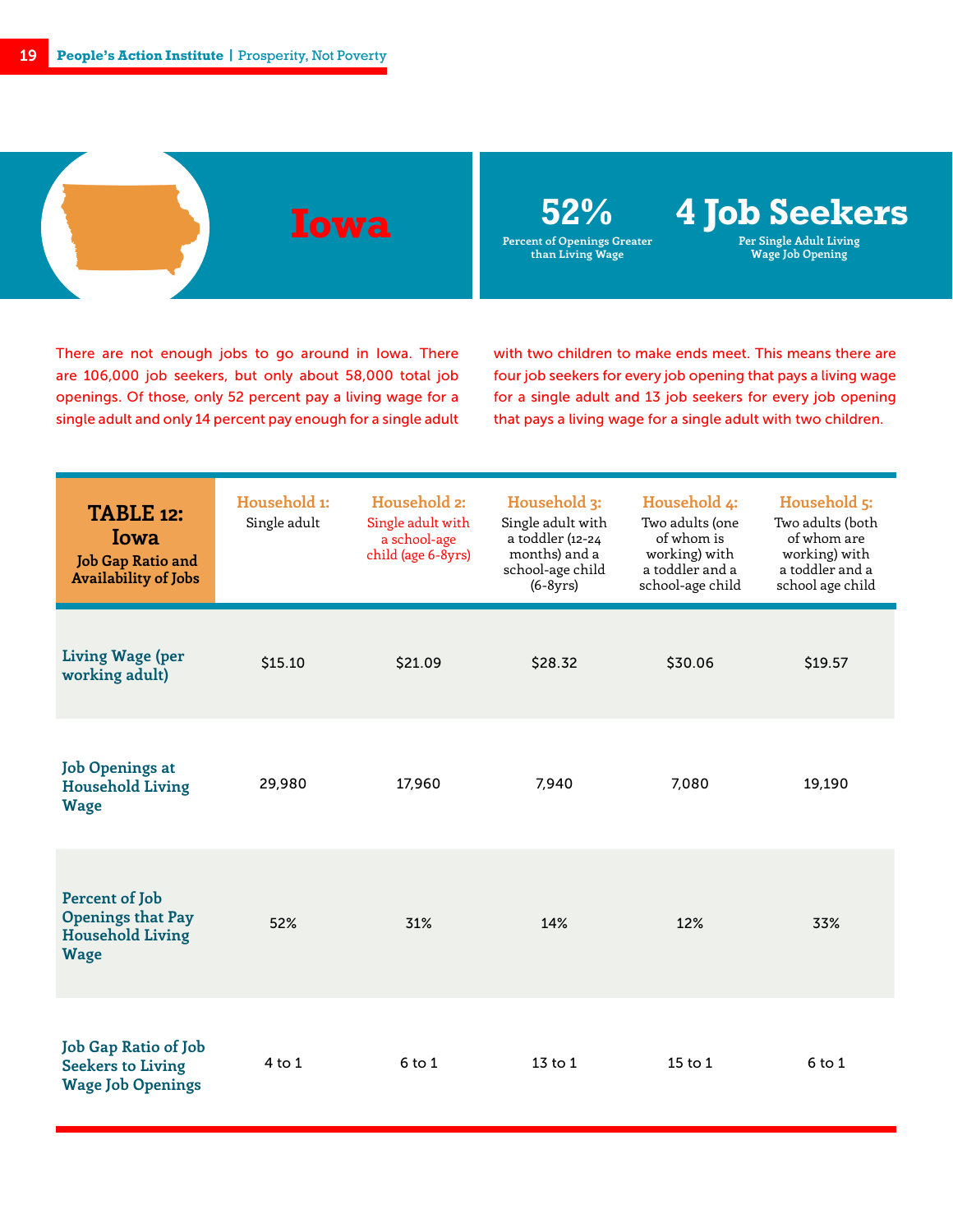# Iowa

**52%**
Percent of Openings Greater than Living Wage

**4 Job Seekers**
Per Single Adult Living Wage Job Opening

There are not enough jobs to go around in Iowa. There are 106,000 job seekers, but only about 58,000 total job openings. Of those, only 52 percent pay a living wage for a single adult and only 14 percent pay enough for a single adult with two children to make ends meet. This means there are four job seekers for every job opening that pays a living wage for a single adult and 13 job seekers for every job opening that pays a living wage for a single adult with two children.

| **TABLE 12: Iowa** Job Gap Ratio and Availability of Jobs | **Household 1:** Single adult | **Household 2:** Single adult with a school-age child (age 6-8yrs) | **Household 3:** Single adult with a toddler (12-24 months) and a school-age child (6-8yrs) | **Household 4:** Two adults (one of whom is working) with a toddler and a school-age child | **Household 5:** Two adults (both of whom are working) with a toddler and a school age child |
|---|---|---|---|---|---|
| Living Wage (per working adult) | $15.10 | $21.09 | $28.32 | $30.06 | $19.57 |
| Job Openings at Household Living Wage | 29,980 | 17,960 | 7,940 | 7,080 | 19,190 |
| Percent of Job Openings that Pay Household Living Wage | 52% | 31% | 14% | 12% | 33% |
| Job Gap Ratio of Job Seekers to Living Wage Job Openings | 4 to 1 | 6 to 1 | 13 to 1 | 15 to 1 | 6 to 1 |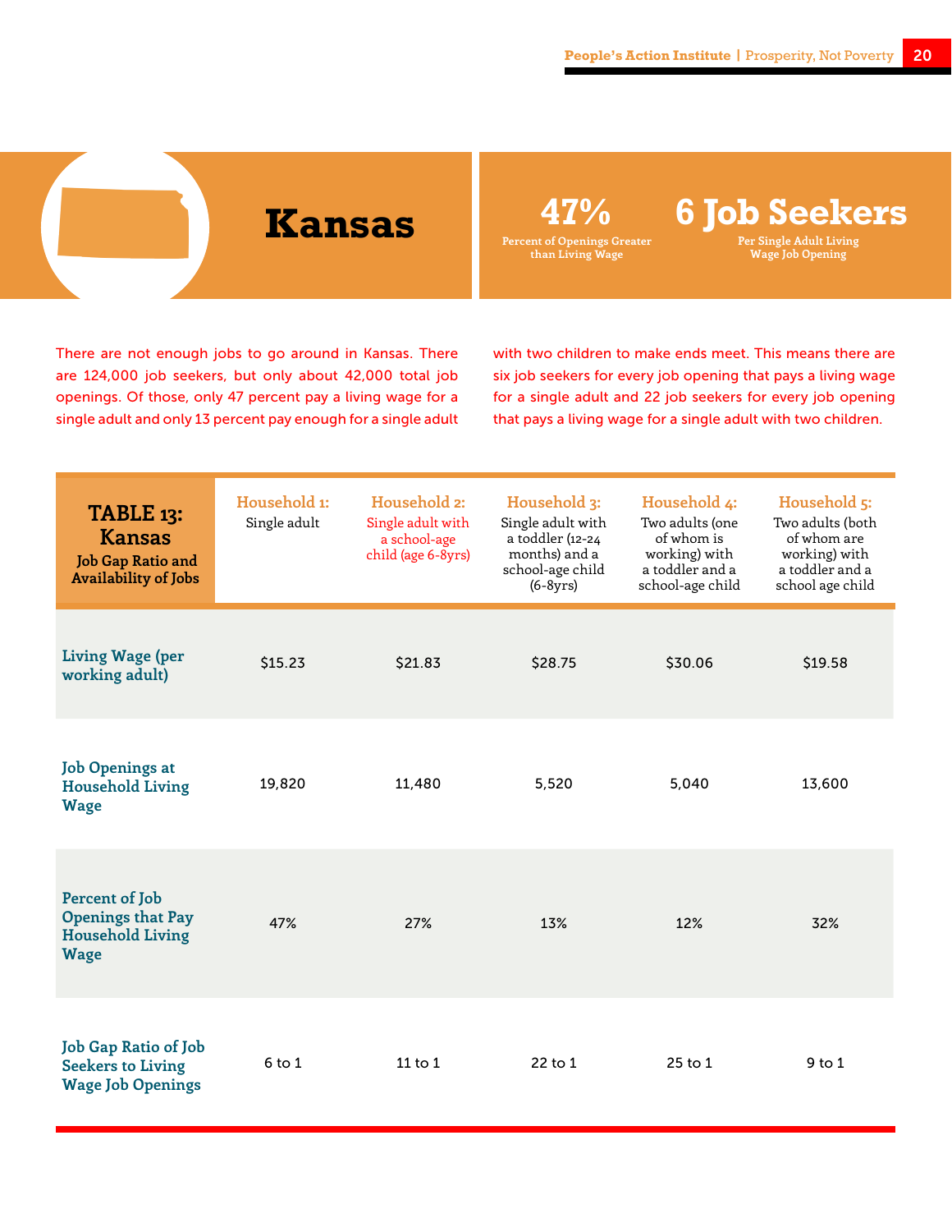# Kansas

**47%**
Percent of Openings Greater than Living Wage

**6 Job Seekers**
Per Single Adult Living Wage Job Opening

There are not enough jobs to go around in Kansas. There are 124,000 job seekers, but only about 42,000 total job openings. Of those, only 47 percent pay a living wage for a single adult and only 13 percent pay enough for a single adult with two children to make ends meet. This means there are six job seekers for every job opening that pays a living wage for a single adult and 22 job seekers for every job opening that pays a living wage for a single adult with two children.

| **TABLE 13: Kansas** Job Gap Ratio and Availability of Jobs | **Household 1:** Single adult | **Household 2:** Single adult with a school-age child (age 6-8yrs) | **Household 3:** Single adult with a toddler (12-24 months) and a school-age child (6-8yrs) | **Household 4:** Two adults (one of whom is working) with a toddler and a school-age child | **Household 5:** Two adults (both of whom are working) with a toddler and a school age child |
|---|---|---|---|---|---|
| **Living Wage (per working adult)** | $15.23 | $21.83 | $28.75 | $30.06 | $19.58 |
| **Job Openings at Household Living Wage** | 19,820 | 11,480 | 5,520 | 5,040 | 13,600 |
| **Percent of Job Openings that Pay Household Living Wage** | 47% | 27% | 13% | 12% | 32% |
| **Job Gap Ratio of Job Seekers to Living Wage Job Openings** | 6 to 1 | 11 to 1 | 22 to 1 | 25 to 1 | 9 to 1 |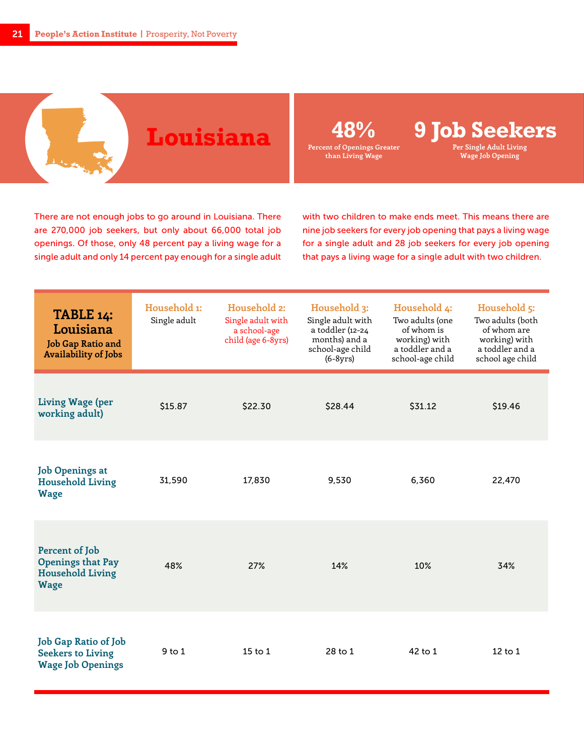# Louisiana

**48%**
Percent of Openings Greater than Living Wage

**9 Job Seekers**
Per Single Adult Living Wage Job Opening

There are not enough jobs to go around in Louisiana. There are 270,000 job seekers, but only about 66,000 total job openings. Of those, only 48 percent pay a living wage for a single adult and only 14 percent pay enough for a single adult with two children to make ends meet. This means there are nine job seekers for every job opening that pays a living wage for a single adult and 28 job seekers for every job opening that pays a living wage for a single adult with two children.

| **TABLE 14: Louisiana** Job Gap Ratio and Availability of Jobs | **Household 1:** Single adult | **Household 2:** Single adult with a school-age child (age 6-8yrs) | **Household 3:** Single adult with a toddler (12-24 months) and a school-age child (6-8yrs) | **Household 4:** Two adults (one of whom is working) with a toddler and a school-age child | **Household 5:** Two adults (both of whom are working) with a toddler and a school age child |
|---|---|---|---|---|---|
| Living Wage (per working adult) | $15.87 | $22.30 | $28.44 | $31.12 | $19.46 |
| Job Openings at Household Living Wage | 31,590 | 17,830 | 9,530 | 6,360 | 22,470 |
| Percent of Job Openings that Pay Household Living Wage | 48% | 27% | 14% | 10% | 34% |
| Job Gap Ratio of Job Seekers to Living Wage Job Openings | 9 to 1 | 15 to 1 | 28 to 1 | 42 to 1 | 12 to 1 |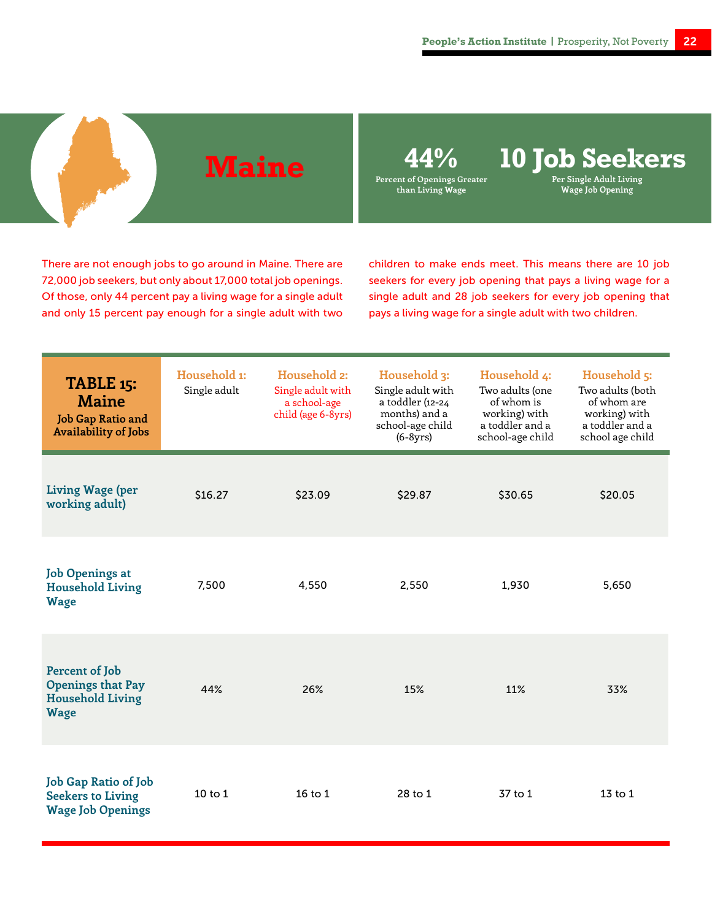# Maine

**44%**
Percent of Openings Greater than Living Wage

**10 Job Seekers**
Per Single Adult Living Wage Job Opening

There are not enough jobs to go around in Maine. There are 72,000 job seekers, but only about 17,000 total job openings. Of those, only 44 percent pay a living wage for a single adult and only 15 percent pay enough for a single adult with two children to make ends meet. This means there are 10 job seekers for every job opening that pays a living wage for a single adult and 28 job seekers for every job opening that pays a living wage for a single adult with two children.

| **TABLE 15: Maine** Job Gap Ratio and Availability of Jobs | **Household 1:** Single adult | **Household 2:** Single adult with a school-age child (age 6-8yrs) | **Household 3:** Single adult with a toddler (12-24 months) and a school-age child (6-8yrs) | **Household 4:** Two adults (one of whom is working) with a toddler and a school-age child | **Household 5:** Two adults (both of whom are working) with a toddler and a school age child |
|---|---|---|---|---|---|
| Living Wage (per working adult) | $16.27 | $23.09 | $29.87 | $30.65 | $20.05 |
| Job Openings at Household Living Wage | 7,500 | 4,550 | 2,550 | 1,930 | 5,650 |
| Percent of Job Openings that Pay Household Living Wage | 44% | 26% | 15% | 11% | 33% |
| Job Gap Ratio of Job Seekers to Living Wage Job Openings | 10 to 1 | 16 to 1 | 28 to 1 | 37 to 1 | 13 to 1 |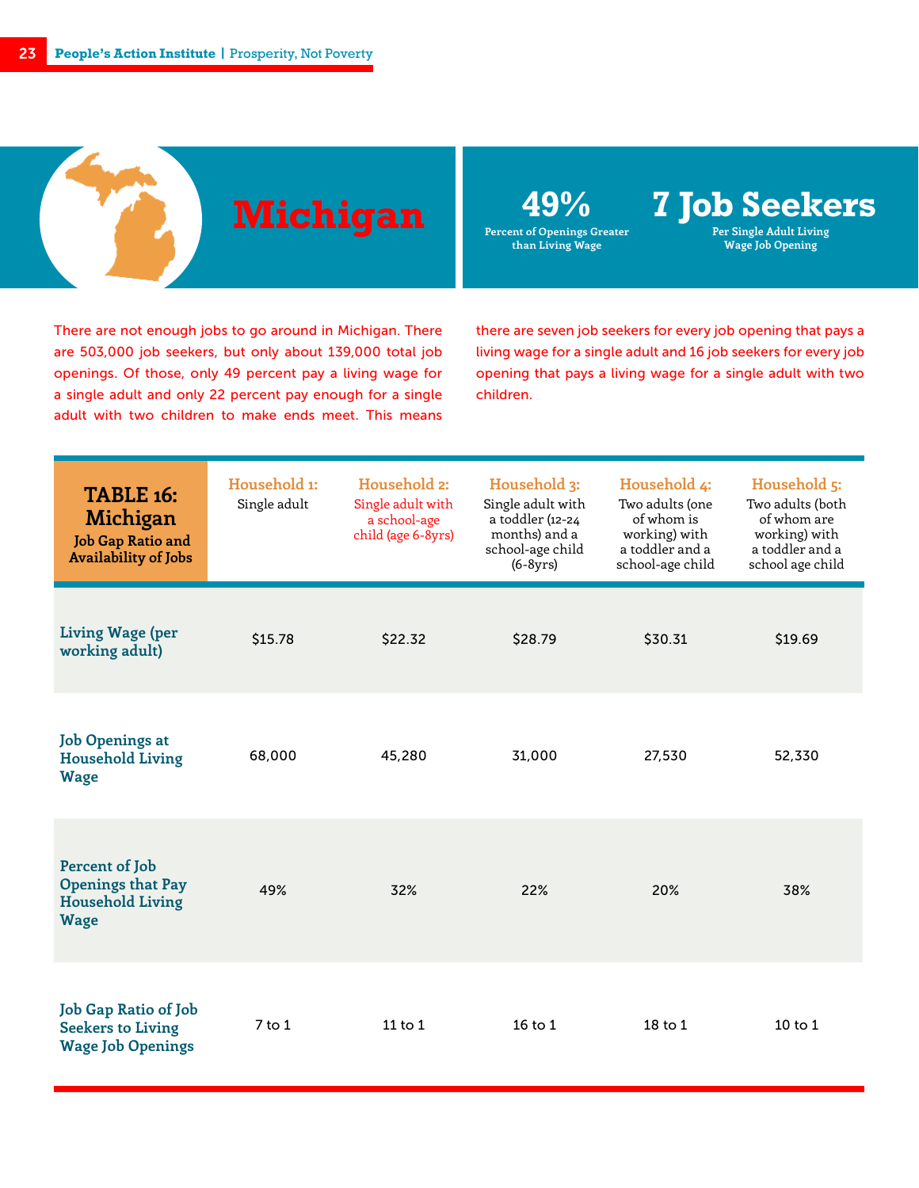# Michigan

**49%**
Percent of Openings Greater than Living Wage

**7 Job Seekers**
Per Single Adult Living Wage Job Opening

There are not enough jobs to go around in Michigan. There are 503,000 job seekers, but only about 139,000 total job openings. Of those, only 49 percent pay a living wage for a single adult and only 22 percent pay enough for a single adult with two children to make ends meet. This means there are seven job seekers for every job opening that pays a living wage for a single adult and 16 job seekers for every job opening that pays a living wage for a single adult with two children.

| **TABLE 16: Michigan** Job Gap Ratio and Availability of Jobs | **Household 1:** Single adult | **Household 2:** Single adult with a school-age child (age 6-8yrs) | **Household 3:** Single adult with a toddler (12-24 months) and a school-age child (6-8yrs) | **Household 4:** Two adults (one of whom is working) with a toddler and a school-age child | **Household 5:** Two adults (both of whom are working) with a toddler and a school age child |
|---|---|---|---|---|---|
| **Living Wage (per working adult)** | $15.78 | $22.32 | $28.79 | $30.31 | $19.69 |
| **Job Openings at Household Living Wage** | 68,000 | 45,280 | 31,000 | 27,530 | 52,330 |
| **Percent of Job Openings that Pay Household Living Wage** | 49% | 32% | 22% | 20% | 38% |
| **Job Gap Ratio of Job Seekers to Living Wage Job Openings** | 7 to 1 | 11 to 1 | 16 to 1 | 18 to 1 | 10 to 1 |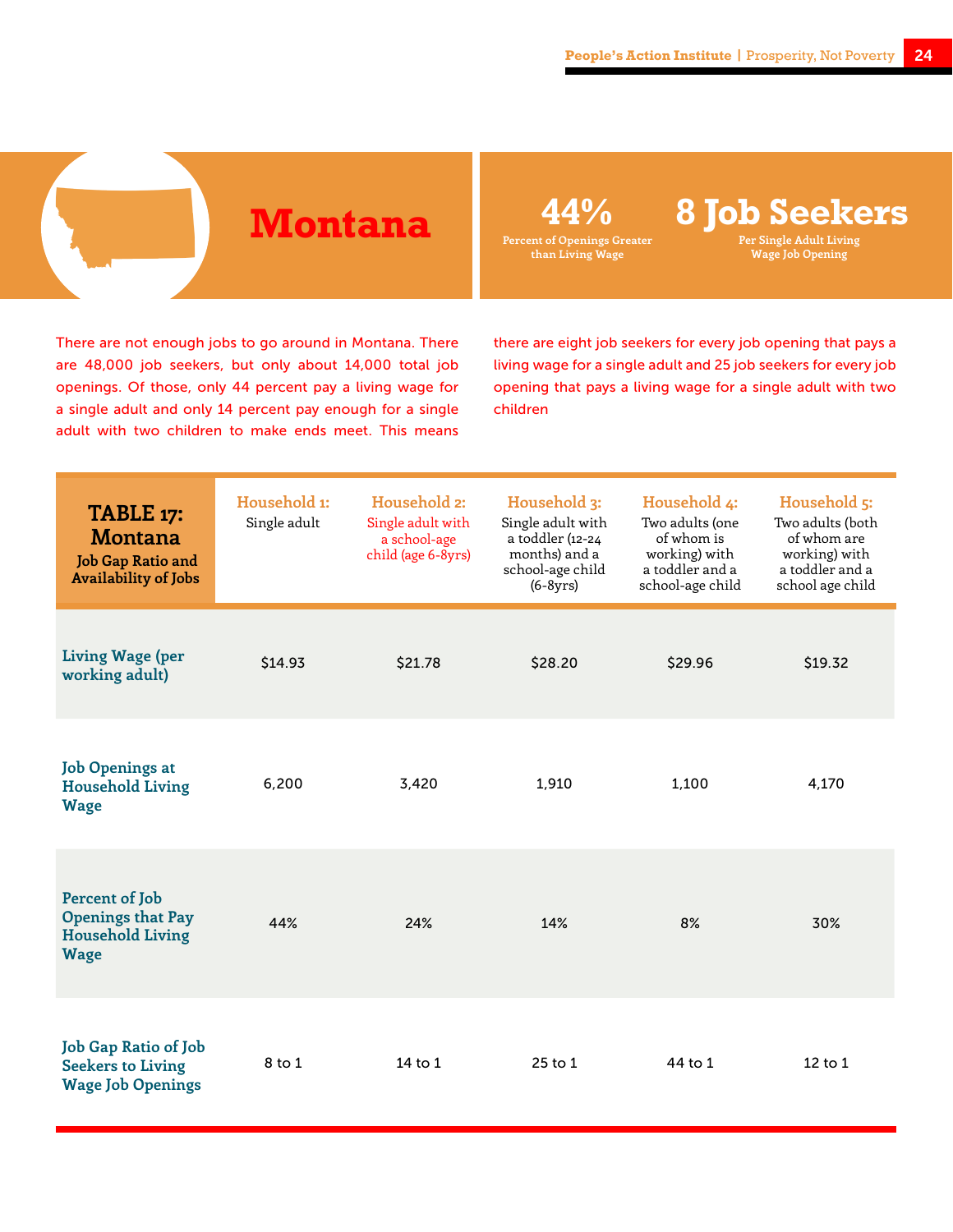# Montana

**44%**
Percent of Openings Greater than Living Wage

**8 Job Seekers**
Per Single Adult Living Wage Job Opening

There are not enough jobs to go around in Montana. There are 48,000 job seekers, but only about 14,000 total job openings. Of those, only 44 percent pay a living wage for a single adult and only 14 percent pay enough for a single adult with two children to make ends meet. This means there are eight job seekers for every job opening that pays a living wage for a single adult and 25 job seekers for every job opening that pays a living wage for a single adult with two children

| **TABLE 17: Montana** Job Gap Ratio and Availability of Jobs | Household 1: Single adult | Household 2: Single adult with a school-age child (age 6-8yrs) | Household 3: Single adult with a toddler (12-24 months) and a school-age child (6-8yrs) | Household 4: Two adults (one of whom is working) with a toddler and a school-age child | Household 5: Two adults (both of whom are working) with a toddler and a school age child |
|---|---|---|---|---|---|
| Living Wage (per working adult) | $14.93 | $21.78 | $28.20 | $29.96 | $19.32 |
| Job Openings at Household Living Wage | 6,200 | 3,420 | 1,910 | 1,100 | 4,170 |
| Percent of Job Openings that Pay Household Living Wage | 44% | 24% | 14% | 8% | 30% |
| Job Gap Ratio of Job Seekers to Living Wage Job Openings | 8 to 1 | 14 to 1 | 25 to 1 | 44 to 1 | 12 to 1 |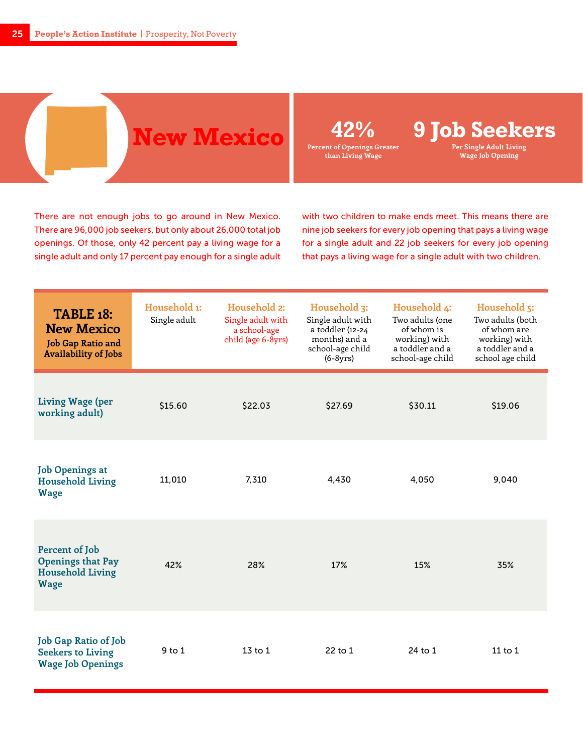# New Mexico

**42%**
Percent of Openings Greater than Living Wage

**9 Job Seekers**
Per Single Adult Living Wage Job Opening

There are not enough jobs to go around in New Mexico. There are 96,000 job seekers, but only about 26,000 total job openings. Of those, only 42 percent pay a living wage for a single adult and only 17 percent pay enough for a single adult with two children to make ends meet. This means there are nine job seekers for every job opening that pays a living wage for a single adult and 22 job seekers for every job opening that pays a living wage for a single adult with two children.

| **TABLE 18: New Mexico** Job Gap Ratio and Availability of Jobs | Household 1: Single adult | Household 2: Single adult with a school-age child (age 6-8yrs) | Household 3: Single adult with a toddler (12-24 months) and a school-age child (6-8yrs) | Household 4: Two adults (one of whom is working) with a toddler and a school-age child | Household 5: Two adults (both of whom are working) with a toddler and a school age child |
|---|---|---|---|---|---|
| Living Wage (per working adult) | $15.60 | $22.03 | $27.69 | $30.11 | $19.06 |
| Job Openings at Household Living Wage | 11,010 | 7,310 | 4,430 | 4,050 | 9,040 |
| Percent of Job Openings that Pay Household Living Wage | 42% | 28% | 17% | 15% | 35% |
| Job Gap Ratio of Job Seekers to Living Wage Job Openings | 9 to 1 | 13 to 1 | 22 to 1 | 24 to 1 | 11 to 1 |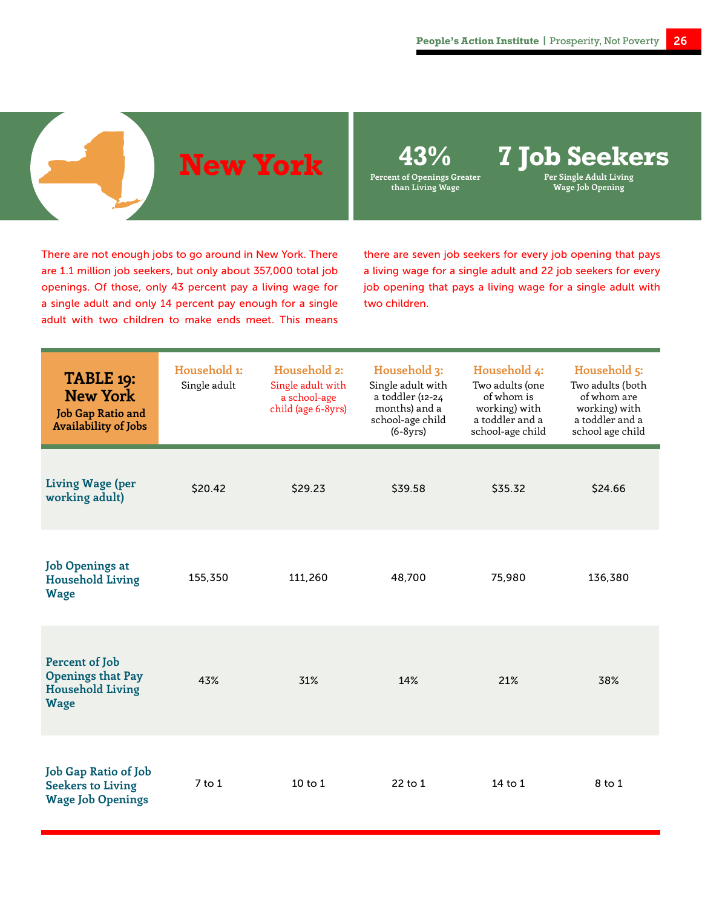# New York

**43%**
Percent of Openings Greater than Living Wage

**7 Job Seekers**
Per Single Adult Living Wage Job Opening

There are not enough jobs to go around in New York. There are 1.1 million job seekers, but only about 357,000 total job openings. Of those, only 43 percent pay a living wage for a single adult and only 14 percent pay enough for a single adult with two children to make ends meet. This means there are seven job seekers for every job opening that pays a living wage for a single adult and 22 job seekers for every job opening that pays a living wage for a single adult with two children.

| **TABLE 19: New York** Job Gap Ratio and Availability of Jobs | **Household 1:** Single adult | **Household 2:** Single adult with a school-age child (age 6-8yrs) | **Household 3:** Single adult with a toddler (12-24 months) and a school-age child (6-8yrs) | **Household 4:** Two adults (one of whom is working) with a toddler and a school-age child | **Household 5:** Two adults (both of whom are working) with a toddler and a school age child |
|---|---|---|---|---|---|
| Living Wage (per working adult) | $20.42 | $29.23 | $39.58 | $35.32 | $24.66 |
| Job Openings at Household Living Wage | 155,350 | 111,260 | 48,700 | 75,980 | 136,380 |
| Percent of Job Openings that Pay Household Living Wage | 43% | 31% | 14% | 21% | 38% |
| Job Gap Ratio of Job Seekers to Living Wage Job Openings | 7 to 1 | 10 to 1 | 22 to 1 | 14 to 1 | 8 to 1 |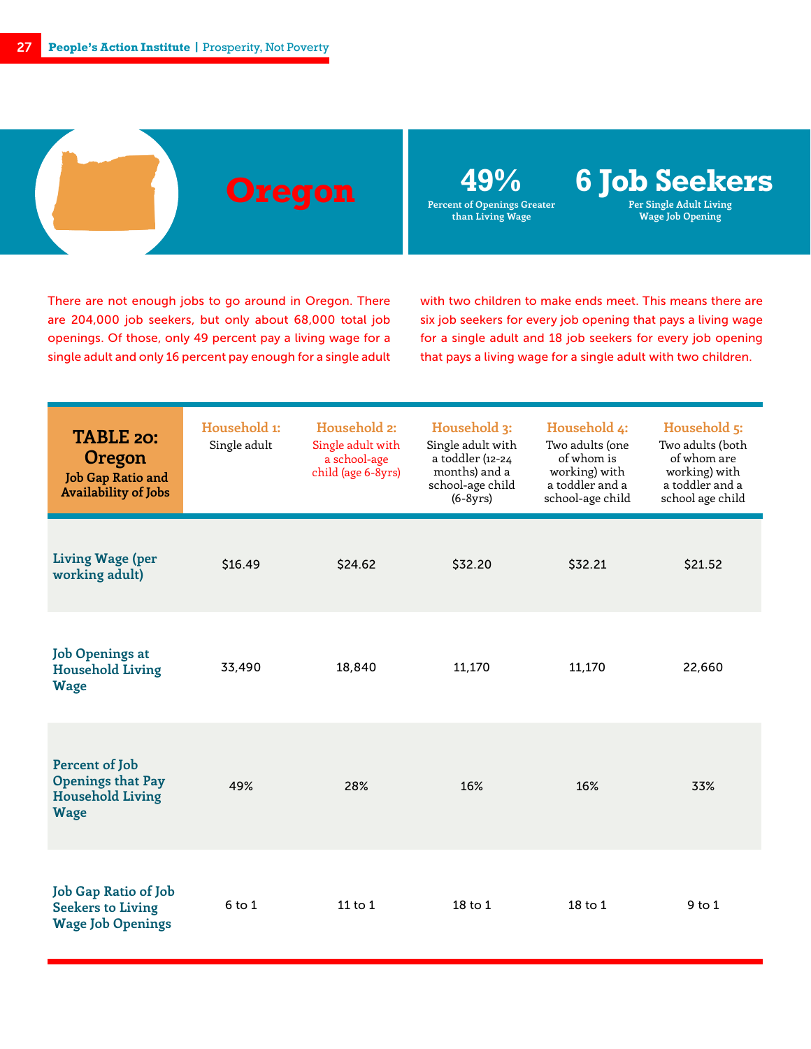# Oregon

**49%**
Percent of Openings Greater than Living Wage

**6 Job Seekers**
Per Single Adult Living Wage Job Opening

There are not enough jobs to go around in Oregon. There are 204,000 job seekers, but only about 68,000 total job openings. Of those, only 49 percent pay a living wage for a single adult and only 16 percent pay enough for a single adult with two children to make ends meet. This means there are six job seekers for every job opening that pays a living wage for a single adult and 18 job seekers for every job opening that pays a living wage for a single adult with two children.

| **TABLE 20: Oregon** Job Gap Ratio and Availability of Jobs | **Household 1:** Single adult | **Household 2:** Single adult with a school-age child (age 6-8yrs) | **Household 3:** Single adult with a toddler (12-24 months) and a school-age child (6-8yrs) | **Household 4:** Two adults (one of whom is working) with a toddler and a school-age child | **Household 5:** Two adults (both of whom are working) with a toddler and a school age child |
|---|---|---|---|---|---|
| **Living Wage (per working adult)** | $16.49 | $24.62 | $32.20 | $32.21 | $21.52 |
| **Job Openings at Household Living Wage** | 33,490 | 18,840 | 11,170 | 11,170 | 22,660 |
| **Percent of Job Openings that Pay Household Living Wage** | 49% | 28% | 16% | 16% | 33% |
| **Job Gap Ratio of Job Seekers to Living Wage Job Openings** | 6 to 1 | 11 to 1 | 18 to 1 | 18 to 1 | 9 to 1 |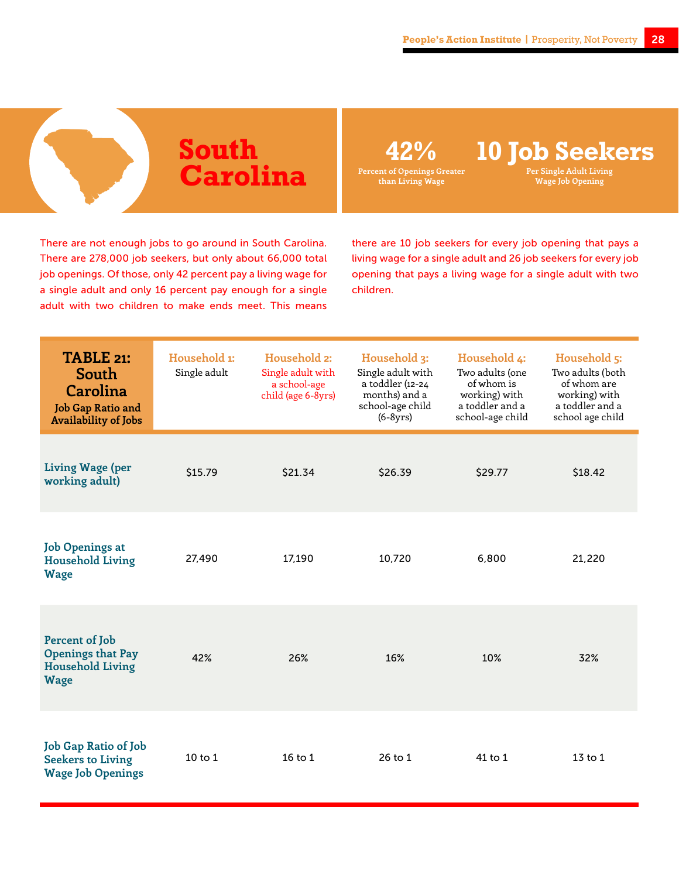# South Carolina

**42%**
Percent of Openings Greater than Living Wage

**10 Job Seekers**
Per Single Adult Living Wage Job Opening

There are not enough jobs to go around in South Carolina. There are 278,000 job seekers, but only about 66,000 total job openings. Of those, only 42 percent pay a living wage for a single adult and only 16 percent pay enough for a single adult with two children to make ends meet. This means there are 10 job seekers for every job opening that pays a living wage for a single adult and 26 job seekers for every job opening that pays a living wage for a single adult with two children.

| TABLE 21: South Carolina Job Gap Ratio and Availability of Jobs | Household 1: Single adult | Household 2: Single adult with a school-age child (age 6-8yrs) | Household 3: Single adult with a toddler (12-24 months) and a school-age child (6-8yrs) | Household 4: Two adults (one of whom is working) with a toddler and a school-age child | Household 5: Two adults (both of whom are working) with a toddler and a school age child |
|---|---|---|---|---|---|
| Living Wage (per working adult) | $15.79 | $21.34 | $26.39 | $29.77 | $18.42 |
| Job Openings at Household Living Wage | 27,490 | 17,190 | 10,720 | 6,800 | 21,220 |
| Percent of Job Openings that Pay Household Living Wage | 42% | 26% | 16% | 10% | 32% |
| Job Gap Ratio of Job Seekers to Living Wage Job Openings | 10 to 1 | 16 to 1 | 26 to 1 | 41 to 1 | 13 to 1 |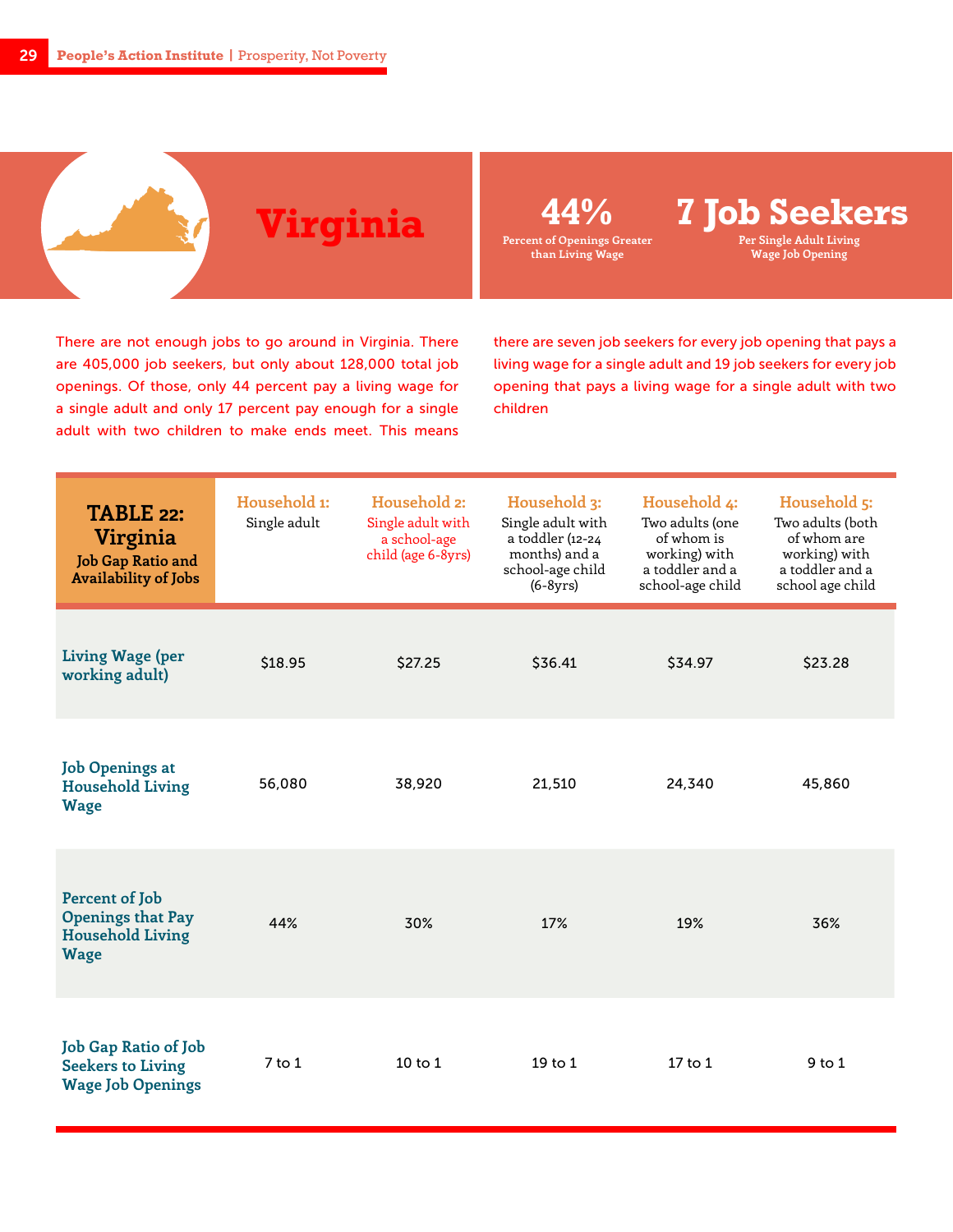# Virginia

**44%**
Percent of Openings Greater than Living Wage

**7 Job Seekers**
Per Single Adult Living Wage Job Opening

There are not enough jobs to go around in Virginia. There are 405,000 job seekers, but only about 128,000 total job openings. Of those, only 44 percent pay a living wage for a single adult and only 17 percent pay enough for a single adult with two children to make ends meet. This means there are seven job seekers for every job opening that pays a living wage for a single adult and 19 job seekers for every job opening that pays a living wage for a single adult with two children

| **TABLE 22: Virginia** Job Gap Ratio and Availability of Jobs | **Household 1:** Single adult | **Household 2:** Single adult with a school-age child (age 6-8yrs) | **Household 3:** Single adult with a toddler (12-24 months) and a school-age child (6-8yrs) | **Household 4:** Two adults (one of whom is working) with a toddler and a school-age child | **Household 5:** Two adults (both of whom are working) with a toddler and a school age child |
|---|---|---|---|---|---|
| **Living Wage (per working adult)** | $18.95 | $27.25 | $36.41 | $34.97 | $23.28 |
| **Job Openings at Household Living Wage** | 56,080 | 38,920 | 21,510 | 24,340 | 45,860 |
| **Percent of Job Openings that Pay Household Living Wage** | 44% | 30% | 17% | 19% | 36% |
| **Job Gap Ratio of Job Seekers to Living Wage Job Openings** | 7 to 1 | 10 to 1 | 19 to 1 | 17 to 1 | 9 to 1 |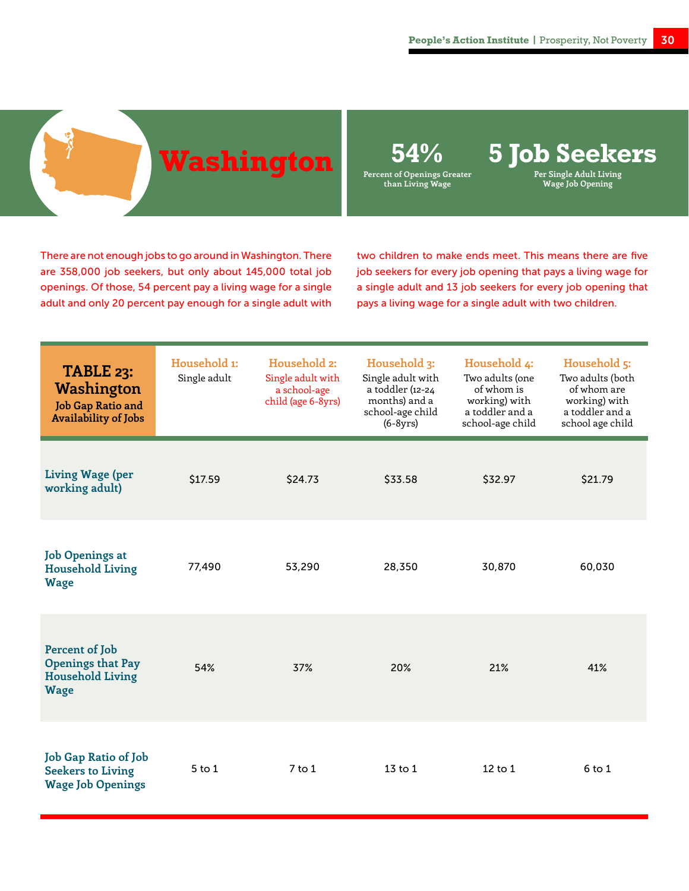# Washington

**54%**
Percent of Openings Greater than Living Wage

**5 Job Seekers**
Per Single Adult Living Wage Job Opening

There are not enough jobs to go around in Washington. There are 358,000 job seekers, but only about 145,000 total job openings. Of those, 54 percent pay a living wage for a single adult and only 20 percent pay enough for a single adult with two children to make ends meet. This means there are five job seekers for every job opening that pays a living wage for a single adult and 13 job seekers for every job opening that pays a living wage for a single adult with two children.

| **TABLE 23: Washington** Job Gap Ratio and Availability of Jobs | Household 1: Single adult | Household 2: Single adult with a school-age child (age 6-8yrs) | Household 3: Single adult with a toddler (12-24 months) and a school-age child (6-8yrs) | Household 4: Two adults (one of whom is working) with a toddler and a school-age child | Household 5: Two adults (both of whom are working) with a toddler and a school age child |
|---|---|---|---|---|---|
| Living Wage (per working adult) | $17.59 | $24.73 | $33.58 | $32.97 | $21.79 |
| Job Openings at Household Living Wage | 77,490 | 53,290 | 28,350 | 30,870 | 60,030 |
| Percent of Job Openings that Pay Household Living Wage | 54% | 37% | 20% | 21% | 41% |
| Job Gap Ratio of Job Seekers to Living Wage Job Openings | 5 to 1 | 7 to 1 | 13 to 1 | 12 to 1 | 6 to 1 |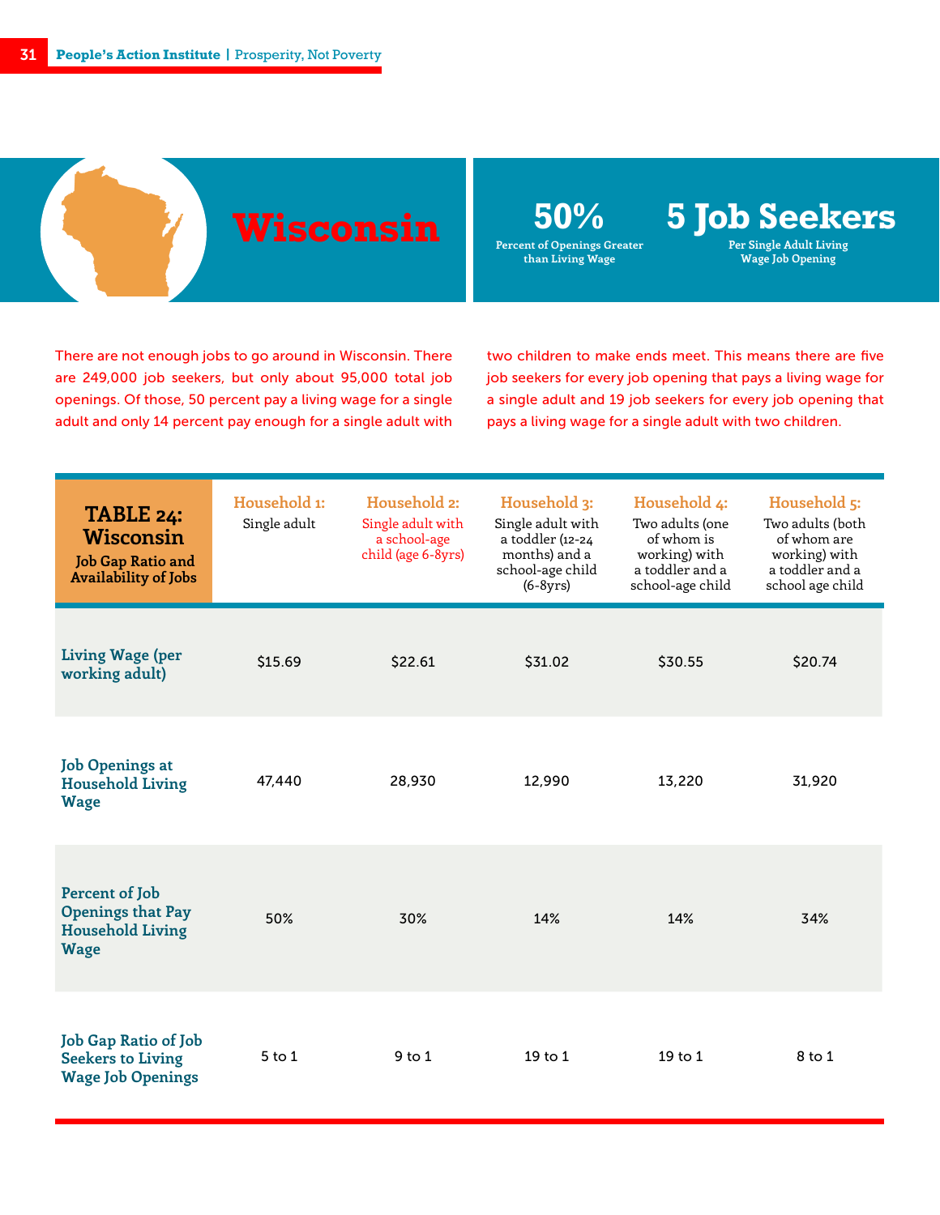# Wisconsin

**50%**
Percent of Openings Greater than Living Wage

**5 Job Seekers**
Per Single Adult Living Wage Job Opening

There are not enough jobs to go around in Wisconsin. There are 249,000 job seekers, but only about 95,000 total job openings. Of those, 50 percent pay a living wage for a single adult and only 14 percent pay enough for a single adult with two children to make ends meet. This means there are five job seekers for every job opening that pays a living wage for a single adult and 19 job seekers for every job opening that pays a living wage for a single adult with two children.

| TABLE 24: Wisconsin Job Gap Ratio and Availability of Jobs | Household 1: Single adult | Household 2: Single adult with a school-age child (age 6-8yrs) | Household 3: Single adult with a toddler (12-24 months) and a school-age child (6-8yrs) | Household 4: Two adults (one of whom is working) with a toddler and a school-age child | Household 5: Two adults (both of whom are working) with a toddler and a school age child |
|---|---|---|---|---|---|
| Living Wage (per working adult) | $15.69 | $22.61 | $31.02 | $30.55 | $20.74 |
| Job Openings at Household Living Wage | 47,440 | 28,930 | 12,990 | 13,220 | 31,920 |
| Percent of Job Openings that Pay Household Living Wage | 50% | 30% | 14% | 14% | 34% |
| Job Gap Ratio of Job Seekers to Living Wage Job Openings | 5 to 1 | 9 to 1 | 19 to 1 | 19 to 1 | 8 to 1 |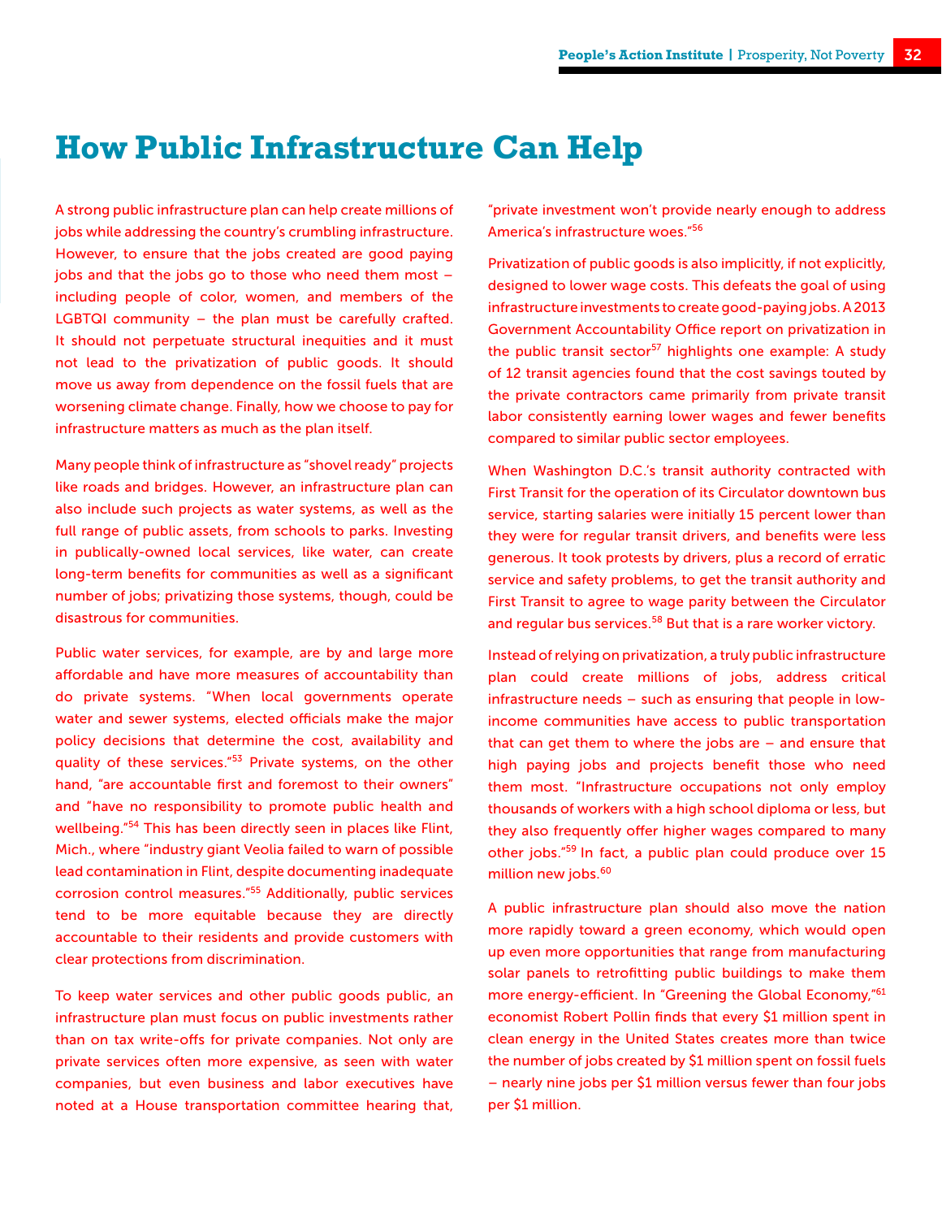# How Public Infrastructure Can Help

A strong public infrastructure plan can help create millions of jobs while addressing the country's crumbling infrastructure. However, to ensure that the jobs created are good paying jobs and that the jobs go to those who need them most – including people of color, women, and members of the LGBTQI community – the plan must be carefully crafted. It should not perpetuate structural inequities and it must not lead to the privatization of public goods. It should move us away from dependence on the fossil fuels that are worsening climate change. Finally, how we choose to pay for infrastructure matters as much as the plan itself.

Many people think of infrastructure as "shovel ready" projects like roads and bridges. However, an infrastructure plan can also include such projects as water systems, as well as the full range of public assets, from schools to parks. Investing in publically-owned local services, like water, can create long-term benefits for communities as well as a significant number of jobs; privatizing those systems, though, could be disastrous for communities.

Public water services, for example, are by and large more affordable and have more measures of accountability than do private systems. "When local governments operate water and sewer systems, elected officials make the major policy decisions that determine the cost, availability and quality of these services."[53] Private systems, on the other hand, "are accountable first and foremost to their owners" and "have no responsibility to promote public health and wellbeing."[54] This has been directly seen in places like Flint, Mich., where "industry giant Veolia failed to warn of possible lead contamination in Flint, despite documenting inadequate corrosion control measures."[55] Additionally, public services tend to be more equitable because they are directly accountable to their residents and provide customers with clear protections from discrimination.

To keep water services and other public goods public, an infrastructure plan must focus on public investments rather than on tax write-offs for private companies. Not only are private services often more expensive, as seen with water companies, but even business and labor executives have noted at a House transportation committee hearing that, "private investment won't provide nearly enough to address America's infrastructure woes."[56]

Privatization of public goods is also implicitly, if not explicitly, designed to lower wage costs. This defeats the goal of using infrastructure investments to create good-paying jobs. A 2013 Government Accountability Office report on privatization in the public transit sector[57] highlights one example: A study of 12 transit agencies found that the cost savings touted by the private contractors came primarily from private transit labor consistently earning lower wages and fewer benefits compared to similar public sector employees.

When Washington D.C.'s transit authority contracted with First Transit for the operation of its Circulator downtown bus service, starting salaries were initially 15 percent lower than they were for regular transit drivers, and benefits were less generous. It took protests by drivers, plus a record of erratic service and safety problems, to get the transit authority and First Transit to agree to wage parity between the Circulator and regular bus services.[58] But that is a rare worker victory.

Instead of relying on privatization, a truly public infrastructure plan could create millions of jobs, address critical infrastructure needs – such as ensuring that people in low-income communities have access to public transportation that can get them to where the jobs are – and ensure that high paying jobs and projects benefit those who need them most. "Infrastructure occupations not only employ thousands of workers with a high school diploma or less, but they also frequently offer higher wages compared to many other jobs."[59] In fact, a public plan could produce over 15 million new jobs.[60]

A public infrastructure plan should also move the nation more rapidly toward a green economy, which would open up even more opportunities that range from manufacturing solar panels to retrofitting public buildings to make them more energy-efficient. In "Greening the Global Economy,"[61] economist Robert Pollin finds that every $1 million spent in clean energy in the United States creates more than twice the number of jobs created by $1 million spent on fossil fuels – nearly nine jobs per $1 million versus fewer than four jobs per $1 million.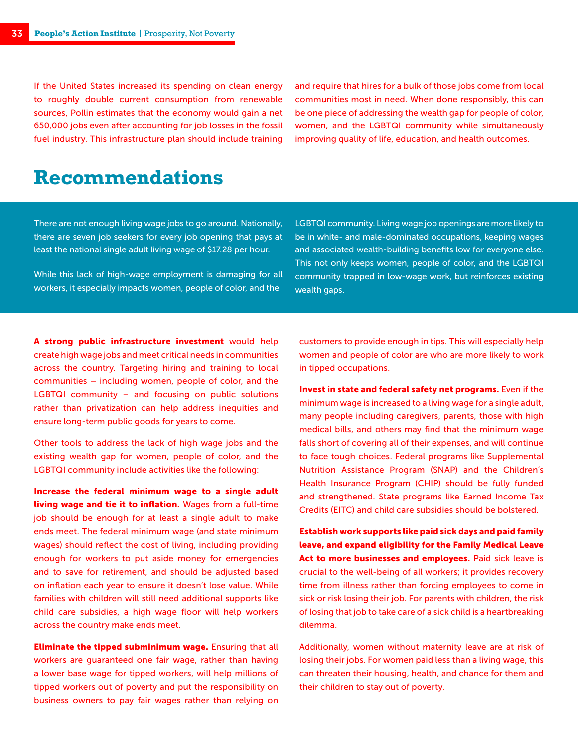If the United States increased its spending on clean energy to roughly double current consumption from renewable sources, Pollin estimates that the economy would gain a net 650,000 jobs even after accounting for job losses in the fossil fuel industry. This infrastructure plan should include training and require that hires for a bulk of those jobs come from local communities most in need. When done responsibly, this can be one piece of addressing the wealth gap for people of color, women, and the LGBTQI community while simultaneously improving quality of life, education, and health outcomes.

# Recommendations

There are not enough living wage jobs to go around. Nationally, there are seven job seekers for every job opening that pays at least the national single adult living wage of $17.28 per hour.

While this lack of high-wage employment is damaging for all workers, it especially impacts women, people of color, and the LGBTQI community. Living wage job openings are more likely to be in white- and male-dominated occupations, keeping wages and associated wealth-building benefits low for everyone else. This not only keeps women, people of color, and the LGBTQI community trapped in low-wage work, but reinforces existing wealth gaps.

**A strong public infrastructure investment** would help create high wage jobs and meet critical needs in communities across the country. Targeting hiring and training to local communities – including women, people of color, and the LGBTQI community – and focusing on public solutions rather than privatization can help address inequities and ensure long-term public goods for years to come.

Other tools to address the lack of high wage jobs and the existing wealth gap for women, people of color, and the LGBTQI community include activities like the following:

**Increase the federal minimum wage to a single adult living wage and tie it to inflation.** Wages from a full-time job should be enough for at least a single adult to make ends meet. The federal minimum wage (and state minimum wages) should reflect the cost of living, including providing enough for workers to put aside money for emergencies and to save for retirement, and should be adjusted based on inflation each year to ensure it doesn't lose value. While families with children will still need additional supports like child care subsidies, a high wage floor will help workers across the country make ends meet.

**Eliminate the tipped subminimum wage.** Ensuring that all workers are guaranteed one fair wage, rather than having a lower base wage for tipped workers, will help millions of tipped workers out of poverty and put the responsibility on business owners to pay fair wages rather than relying on customers to provide enough in tips. This will especially help women and people of color are who are more likely to work in tipped occupations.

**Invest in state and federal safety net programs.** Even if the minimum wage is increased to a living wage for a single adult, many people including caregivers, parents, those with high medical bills, and others may find that the minimum wage falls short of covering all of their expenses, and will continue to face tough choices. Federal programs like Supplemental Nutrition Assistance Program (SNAP) and the Children's Health Insurance Program (CHIP) should be fully funded and strengthened. State programs like Earned Income Tax Credits (EITC) and child care subsidies should be bolstered.

**Establish work supports like paid sick days and paid family leave, and expand eligibility for the Family Medical Leave Act to more businesses and employees.** Paid sick leave is crucial to the well-being of all workers; it provides recovery time from illness rather than forcing employees to come in sick or risk losing their job. For parents with children, the risk of losing that job to take care of a sick child is a heartbreaking dilemma.

Additionally, women without maternity leave are at risk of losing their jobs. For women paid less than a living wage, this can threaten their housing, health, and chance for them and their children to stay out of poverty.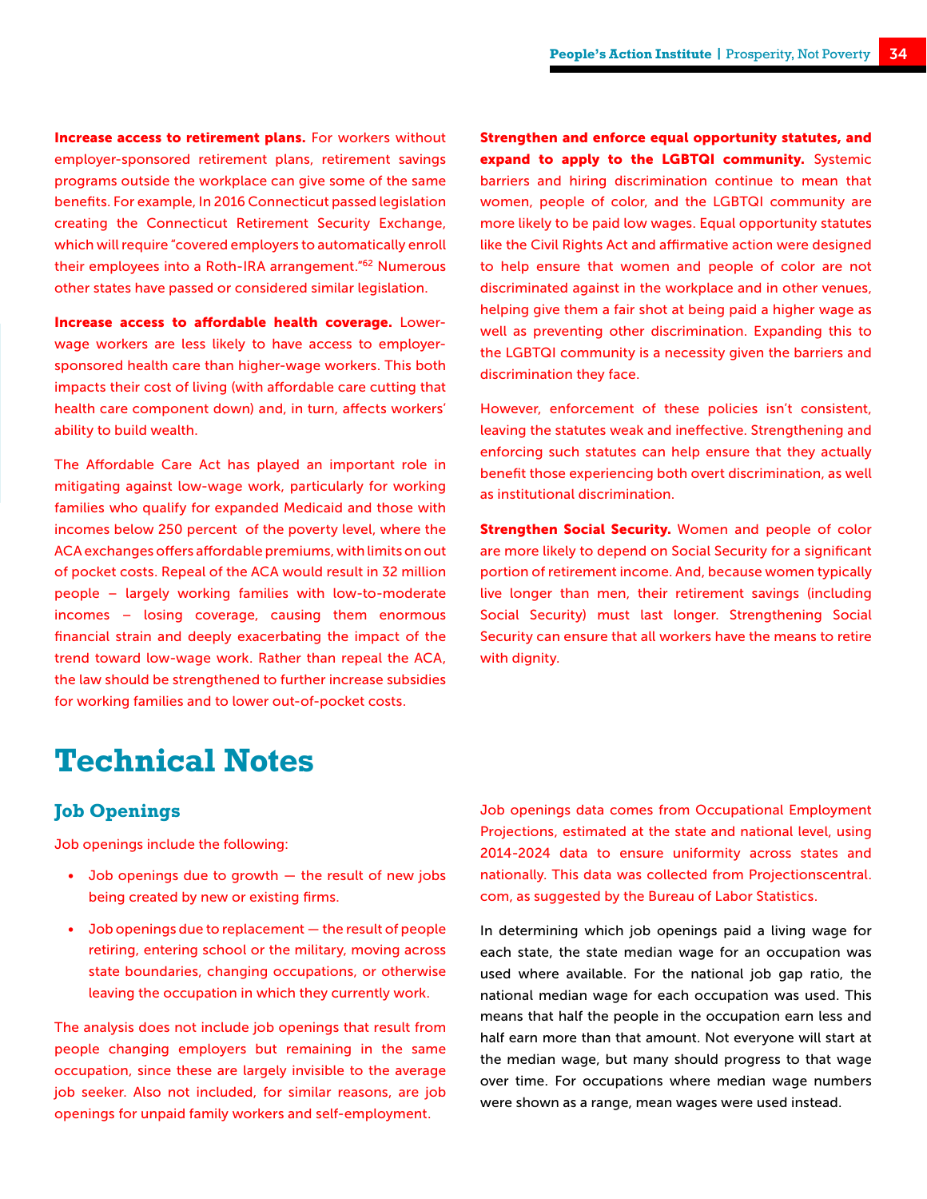**Increase access to retirement plans.** For workers without employer-sponsored retirement plans, retirement savings programs outside the workplace can give some of the same benefits. For example, In 2016 Connecticut passed legislation creating the Connecticut Retirement Security Exchange, which will require "covered employers to automatically enroll their employees into a Roth-IRA arrangement."[62] Numerous other states have passed or considered similar legislation.

**Increase access to affordable health coverage.** Lower-wage workers are less likely to have access to employer-sponsored health care than higher-wage workers. This both impacts their cost of living (with affordable care cutting that health care component down) and, in turn, affects workers' ability to build wealth.

The Affordable Care Act has played an important role in mitigating against low-wage work, particularly for working families who qualify for expanded Medicaid and those with incomes below 250 percent of the poverty level, where the ACA exchanges offers affordable premiums, with limits on out of pocket costs. Repeal of the ACA would result in 32 million people – largely working families with low-to-moderate incomes – losing coverage, causing them enormous financial strain and deeply exacerbating the impact of the trend toward low-wage work. Rather than repeal the ACA, the law should be strengthened to further increase subsidies for working families and to lower out-of-pocket costs.

**Strengthen and enforce equal opportunity statutes, and expand to apply to the LGBTQI community.** Systemic barriers and hiring discrimination continue to mean that women, people of color, and the LGBTQI community are more likely to be paid low wages. Equal opportunity statutes like the Civil Rights Act and affirmative action were designed to help ensure that women and people of color are not discriminated against in the workplace and in other venues, helping give them a fair shot at being paid a higher wage as well as preventing other discrimination. Expanding this to the LGBTQI community is a necessity given the barriers and discrimination they face.

However, enforcement of these policies isn't consistent, leaving the statutes weak and ineffective. Strengthening and enforcing such statutes can help ensure that they actually benefit those experiencing both overt discrimination, as well as institutional discrimination.

**Strengthen Social Security.** Women and people of color are more likely to depend on Social Security for a significant portion of retirement income. And, because women typically live longer than men, their retirement savings (including Social Security) must last longer. Strengthening Social Security can ensure that all workers have the means to retire with dignity.

# Technical Notes

## Job Openings

Job openings include the following:

- Job openings due to growth — the result of new jobs being created by new or existing firms.
- Job openings due to replacement — the result of people retiring, entering school or the military, moving across state boundaries, changing occupations, or otherwise leaving the occupation in which they currently work.

The analysis does not include job openings that result from people changing employers but remaining in the same occupation, since these are largely invisible to the average job seeker. Also not included, for similar reasons, are job openings for unpaid family workers and self-employment.

Job openings data comes from Occupational Employment Projections, estimated at the state and national level, using 2014-2024 data to ensure uniformity across states and nationally. This data was collected from Projectionscentral.com, as suggested by the Bureau of Labor Statistics.

In determining which job openings paid a living wage for each state, the state median wage for an occupation was used where available. For the national job gap ratio, the national median wage for each occupation was used. This means that half the people in the occupation earn less and half earn more than that amount. Not everyone will start at the median wage, but many should progress to that wage over time. For occupations where median wage numbers were shown as a range, mean wages were used instead.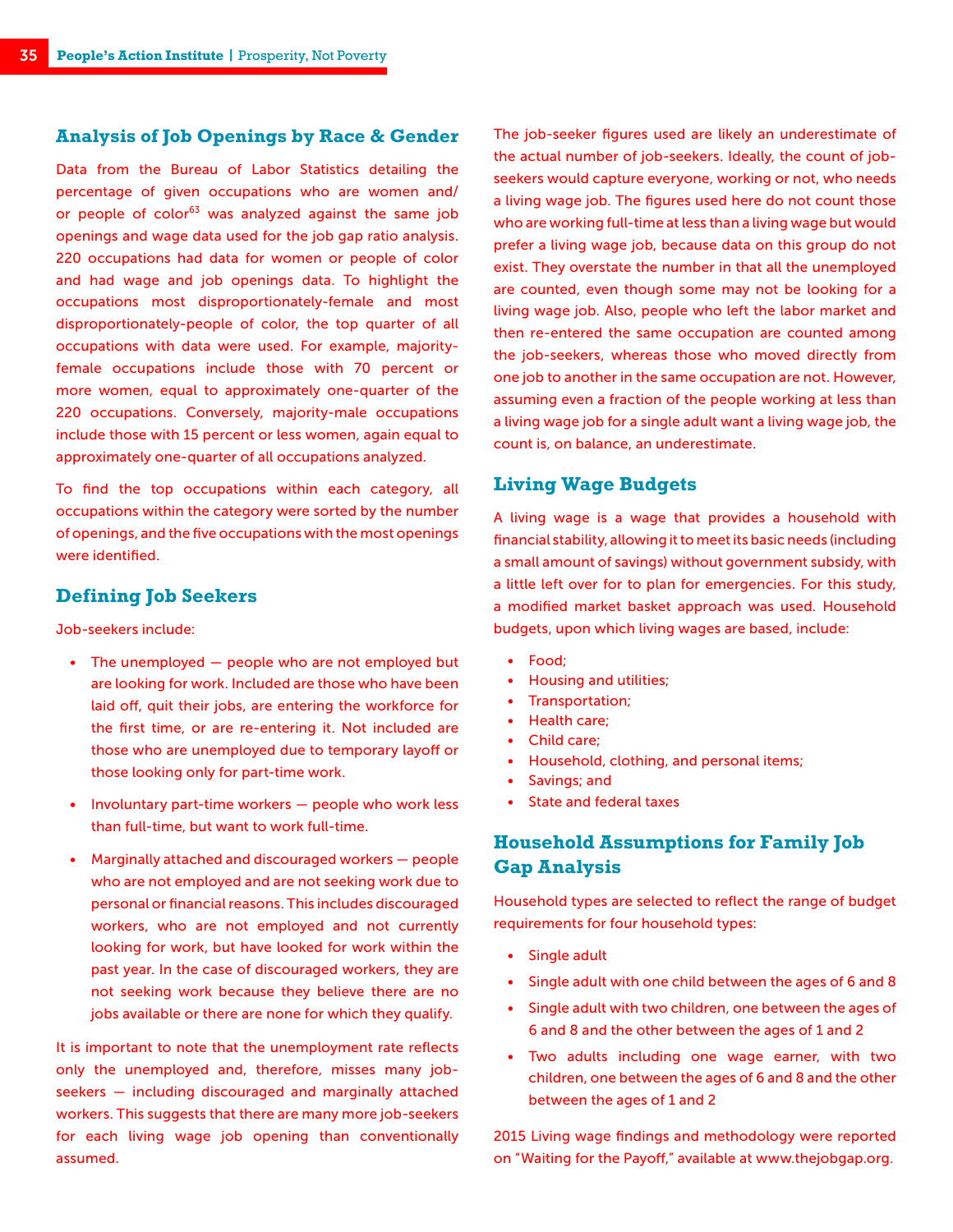## Analysis of Job Openings by Race & Gender

Data from the Bureau of Labor Statistics detailing the percentage of given occupations who are women and/or people of color[63] was analyzed against the same job openings and wage data used for the job gap ratio analysis. 220 occupations had data for women or people of color and had wage and job openings data. To highlight the occupations most disproportionately-female and most disproportionately-people of color, the top quarter of all occupations with data were used. For example, majority-female occupations include those with 70 percent or more women, equal to approximately one-quarter of the 220 occupations. Conversely, majority-male occupations include those with 15 percent or less women, again equal to approximately one-quarter of all occupations analyzed.

To find the top occupations within each category, all occupations within the category were sorted by the number of openings, and the five occupations with the most openings were identified.

## Defining Job Seekers

Job-seekers include:

- The unemployed — people who are not employed but are looking for work. Included are those who have been laid off, quit their jobs, are entering the workforce for the first time, or are re-entering it. Not included are those who are unemployed due to temporary layoff or those looking only for part-time work.
- Involuntary part-time workers — people who work less than full-time, but want to work full-time.
- Marginally attached and discouraged workers — people who are not employed and are not seeking work due to personal or financial reasons. This includes discouraged workers, who are not employed and not currently looking for work, but have looked for work within the past year. In the case of discouraged workers, they are not seeking work because they believe there are no jobs available or there are none for which they qualify.

It is important to note that the unemployment rate reflects only the unemployed and, therefore, misses many job-seekers — including discouraged and marginally attached workers. This suggests that there are many more job-seekers for each living wage job opening than conventionally assumed.

The job-seeker figures used are likely an underestimate of the actual number of job-seekers. Ideally, the count of job-seekers would capture everyone, working or not, who needs a living wage job. The figures used here do not count those who are working full-time at less than a living wage but would prefer a living wage job, because data on this group do not exist. They overstate the number in that all the unemployed are counted, even though some may not be looking for a living wage job. Also, people who left the labor market and then re-entered the same occupation are counted among the job-seekers, whereas those who moved directly from one job to another in the same occupation are not. However, assuming even a fraction of the people working at less than a living wage job for a single adult want a living wage job, the count is, on balance, an underestimate.

## Living Wage Budgets

A living wage is a wage that provides a household with financial stability, allowing it to meet its basic needs (including a small amount of savings) without government subsidy, with a little left over for to plan for emergencies. For this study, a modified market basket approach was used. Household budgets, upon which living wages are based, include:

- Food;
- Housing and utilities;
- Transportation;
- Health care;
- Child care;
- Household, clothing, and personal items;
- Savings; and
- State and federal taxes

## Household Assumptions for Family Job Gap Analysis

Household types are selected to reflect the range of budget requirements for four household types:

- Single adult
- Single adult with one child between the ages of 6 and 8
- Single adult with two children, one between the ages of 6 and 8 and the other between the ages of 1 and 2
- Two adults including one wage earner, with two children, one between the ages of 6 and 8 and the other between the ages of 1 and 2

2015 Living wage findings and methodology were reported on "Waiting for the Payoff," available at www.thejobgap.org.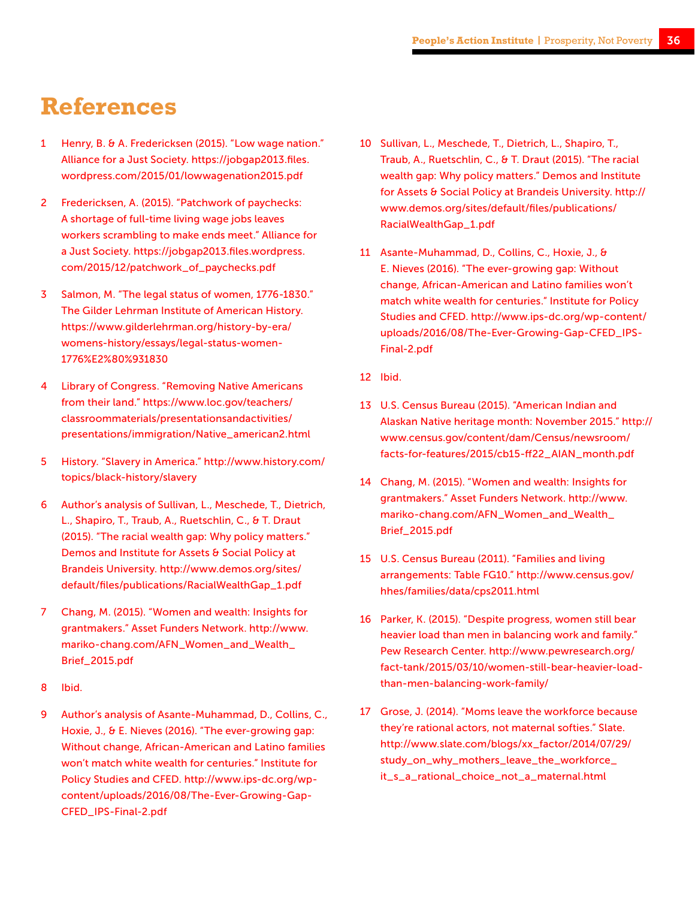# References

1. Henry, B. & A. Fredericksen (2015). "Low wage nation." Alliance for a Just Society. https://jobgap2013.files.wordpress.com/2015/01/lowwagenation2015.pdf

2. Fredericksen, A. (2015). "Patchwork of paychecks: A shortage of full-time living wage jobs leaves workers scrambling to make ends meet." Alliance for a Just Society. https://jobgap2013.files.wordpress.com/2015/12/patchwork_of_paychecks.pdf

3. Salmon, M. "The legal status of women, 1776-1830." The Gilder Lehrman Institute of American History. https://www.gilderlehrman.org/history-by-era/womens-history/essays/legal-status-women-1776%E2%80%931830

4. Library of Congress. "Removing Native Americans from their land." https://www.loc.gov/teachers/classroommaterials/presentationsandactivities/presentations/immigration/Native_american2.html

5. History. "Slavery in America." http://www.history.com/topics/black-history/slavery

6. Author's analysis of Sullivan, L., Meschede, T., Dietrich, L., Shapiro, T., Traub, A., Ruetschlin, C., & T. Draut (2015). "The racial wealth gap: Why policy matters." Demos and Institute for Assets & Social Policy at Brandeis University. http://www.demos.org/sites/default/files/publications/RacialWealthGap_1.pdf

7. Chang, M. (2015). "Women and wealth: Insights for grantmakers." Asset Funders Network. http://www.mariko-chang.com/AFN_Women_and_Wealth_Brief_2015.pdf

8. Ibid.

9. Author's analysis of Asante-Muhammad, D., Collins, C., Hoxie, J., & E. Nieves (2016). "The ever-growing gap: Without change, African-American and Latino families won't match white wealth for centuries." Institute for Policy Studies and CFED. http://www.ips-dc.org/wp-content/uploads/2016/08/The-Ever-Growing-Gap-CFED_IPS-Final-2.pdf

10. Sullivan, L., Meschede, T., Dietrich, L., Shapiro, T., Traub, A., Ruetschlin, C., & T. Draut (2015). "The racial wealth gap: Why policy matters." Demos and Institute for Assets & Social Policy at Brandeis University. http://www.demos.org/sites/default/files/publications/RacialWealthGap_1.pdf

11. Asante-Muhammad, D., Collins, C., Hoxie, J., & E. Nieves (2016). "The ever-growing gap: Without change, African-American and Latino families won't match white wealth for centuries." Institute for Policy Studies and CFED. http://www.ips-dc.org/wp-content/uploads/2016/08/The-Ever-Growing-Gap-CFED_IPS-Final-2.pdf

12. Ibid.

13. U.S. Census Bureau (2015). "American Indian and Alaskan Native heritage month: November 2015." http://www.census.gov/content/dam/Census/newsroom/facts-for-features/2015/cb15-ff22_AIAN_month.pdf

14. Chang, M. (2015). "Women and wealth: Insights for grantmakers." Asset Funders Network. http://www.mariko-chang.com/AFN_Women_and_Wealth_Brief_2015.pdf

15. U.S. Census Bureau (2011). "Families and living arrangements: Table FG10." http://www.census.gov/hhes/families/data/cps2011.html

16. Parker, K. (2015). "Despite progress, women still bear heavier load than men in balancing work and family." Pew Research Center. http://www.pewresearch.org/fact-tank/2015/03/10/women-still-bear-heavier-load-than-men-balancing-work-family/

17. Grose, J. (2014). "Moms leave the workforce because they're rational actors, not maternal softies." Slate. http://www.slate.com/blogs/xx_factor/2014/07/29/study_on_why_mothers_leave_the_workforce_it_s_a_rational_choice_not_a_maternal.html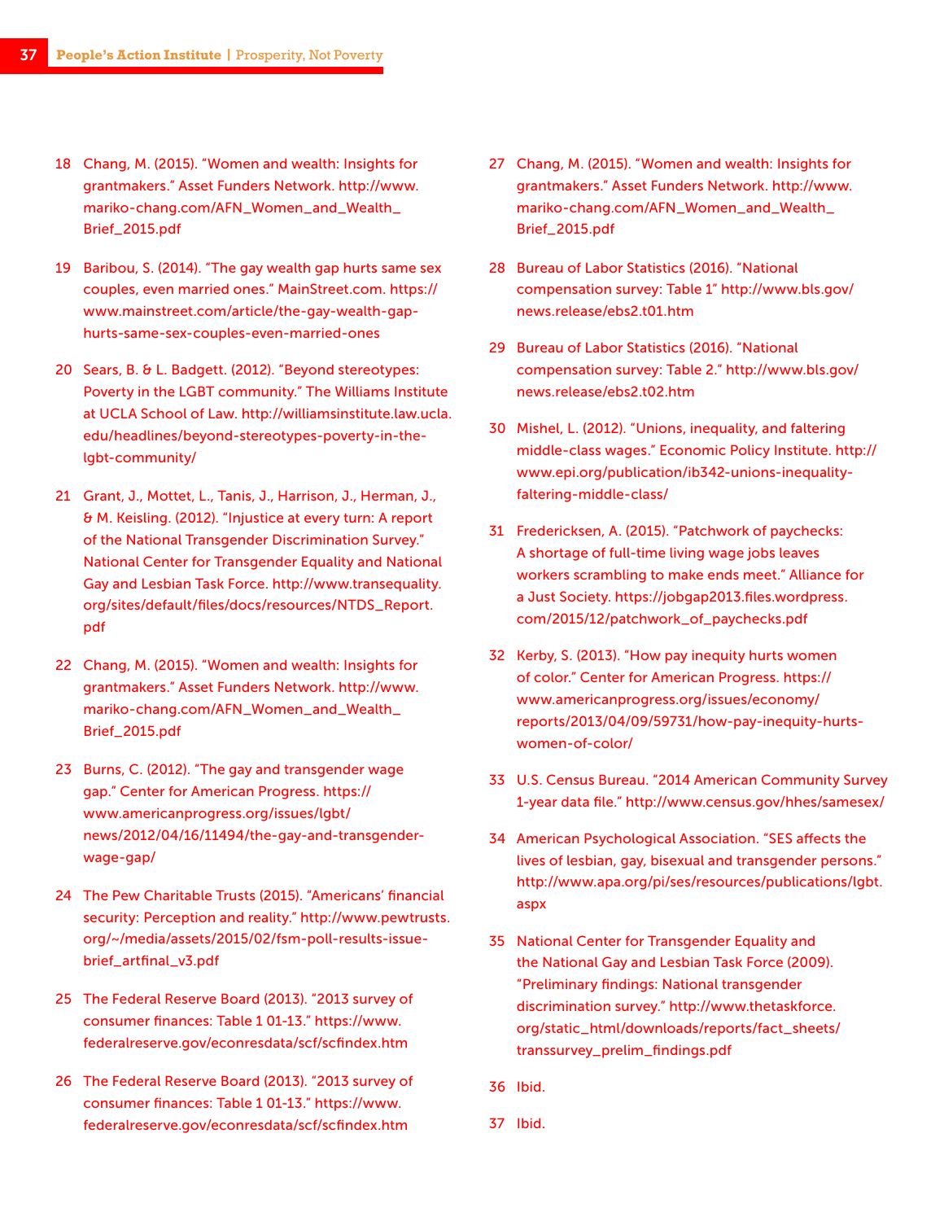18 Chang, M. (2015). "Women and wealth: Insights for grantmakers." Asset Funders Network. http://www.mariko-chang.com/AFN_Women_and_Wealth_Brief_2015.pdf

19 Baribou, S. (2014). "The gay wealth gap hurts same sex couples, even married ones." MainStreet.com. https://www.mainstreet.com/article/the-gay-wealth-gap-hurts-same-sex-couples-even-married-ones

20 Sears, B. & L. Badgett. (2012). "Beyond stereotypes: Poverty in the LGBT community." The Williams Institute at UCLA School of Law. http://williamsinstitute.law.ucla.edu/headlines/beyond-stereotypes-poverty-in-the-lgbt-community/

21 Grant, J., Mottet, L., Tanis, J., Harrison, J., Herman, J., & M. Keisling. (2012). "Injustice at every turn: A report of the National Transgender Discrimination Survey." National Center for Transgender Equality and National Gay and Lesbian Task Force. http://www.transequality.org/sites/default/files/docs/resources/NTDS_Report.pdf

22 Chang, M. (2015). "Women and wealth: Insights for grantmakers." Asset Funders Network. http://www.mariko-chang.com/AFN_Women_and_Wealth_Brief_2015.pdf

23 Burns, C. (2012). "The gay and transgender wage gap." Center for American Progress. https://www.americanprogress.org/issues/lgbt/news/2012/04/16/11494/the-gay-and-transgender-wage-gap/

24 The Pew Charitable Trusts (2015). "Americans' financial security: Perception and reality." http://www.pewtrusts.org/~/media/assets/2015/02/fsm-poll-results-issue-brief_artfinal_v3.pdf

25 The Federal Reserve Board (2013). "2013 survey of consumer finances: Table 1 01-13." https://www.federalreserve.gov/econresdata/scf/scfindex.htm

26 The Federal Reserve Board (2013). "2013 survey of consumer finances: Table 1 01-13." https://www.federalreserve.gov/econresdata/scf/scfindex.htm

27 Chang, M. (2015). "Women and wealth: Insights for grantmakers." Asset Funders Network. http://www.mariko-chang.com/AFN_Women_and_Wealth_Brief_2015.pdf

28 Bureau of Labor Statistics (2016). "National compensation survey: Table 1" http://www.bls.gov/news.release/ebs2.t01.htm

29 Bureau of Labor Statistics (2016). "National compensation survey: Table 2." http://www.bls.gov/news.release/ebs2.t02.htm

30 Mishel, L. (2012). "Unions, inequality, and faltering middle-class wages." Economic Policy Institute. http://www.epi.org/publication/ib342-unions-inequality-faltering-middle-class/

31 Fredericksen, A. (2015). "Patchwork of paychecks: A shortage of full-time living wage jobs leaves workers scrambling to make ends meet." Alliance for a Just Society. https://jobgap2013.files.wordpress.com/2015/12/patchwork_of_paychecks.pdf

32 Kerby, S. (2013). "How pay inequity hurts women of color." Center for American Progress. https://www.americanprogress.org/issues/economy/reports/2013/04/09/59731/how-pay-inequity-hurts-women-of-color/

33 U.S. Census Bureau. "2014 American Community Survey 1-year data file." http://www.census.gov/hhes/samesex/

34 American Psychological Association. "SES affects the lives of lesbian, gay, bisexual and transgender persons." http://www.apa.org/pi/ses/resources/publications/lgbt.aspx

35 National Center for Transgender Equality and the National Gay and Lesbian Task Force (2009). "Preliminary findings: National transgender discrimination survey." http://www.thetaskforce.org/static_html/downloads/reports/fact_sheets/transsurvey_prelim_findings.pdf

36 Ibid.

37 Ibid.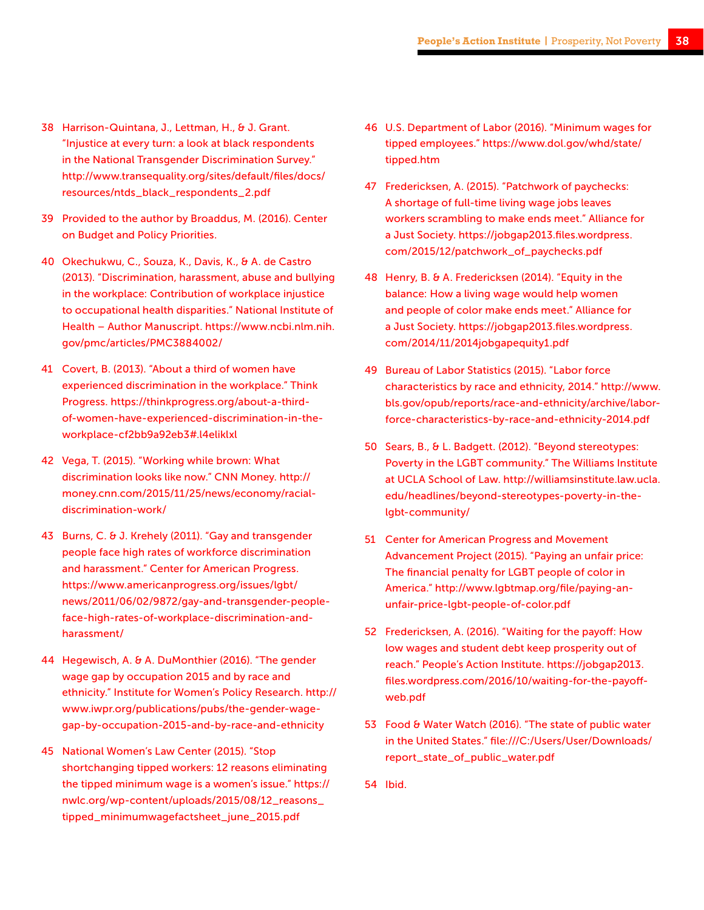38 Harrison-Quintana, J., Lettman, H., & J. Grant. “Injustice at every turn: a look at black respondents in the National Transgender Discrimination Survey.” http://www.transequality.org/sites/default/files/docs/resources/ntds_black_respondents_2.pdf

39 Provided to the author by Broaddus, M. (2016). Center on Budget and Policy Priorities.

40 Okechukwu, C., Souza, K., Davis, K., & A. de Castro (2013). “Discrimination, harassment, abuse and bullying in the workplace: Contribution of workplace injustice to occupational health disparities.” National Institute of Health – Author Manuscript. https://www.ncbi.nlm.nih.gov/pmc/articles/PMC3884002/

41 Covert, B. (2013). “About a third of women have experienced discrimination in the workplace.” Think Progress. https://thinkprogress.org/about-a-third-of-women-have-experienced-discrimination-in-the-workplace-cf2bb9a92eb3#.l4eliklxl

42 Vega, T. (2015). “Working while brown: What discrimination looks like now.” CNN Money. http://money.cnn.com/2015/11/25/news/economy/racial-discrimination-work/

43 Burns, C. & J. Krehely (2011). “Gay and transgender people face high rates of workforce discrimination and harassment.” Center for American Progress. https://www.americanprogress.org/issues/lgbt/news/2011/06/02/9872/gay-and-transgender-people-face-high-rates-of-workplace-discrimination-and-harassment/

44 Hegewisch, A. & A. DuMonthier (2016). “The gender wage gap by occupation 2015 and by race and ethnicity.” Institute for Women’s Policy Research. http://www.iwpr.org/publications/pubs/the-gender-wage-gap-by-occupation-2015-and-by-race-and-ethnicity

45 National Women’s Law Center (2015). “Stop shortchanging tipped workers: 12 reasons eliminating the tipped minimum wage is a women’s issue.” https://nwlc.org/wp-content/uploads/2015/08/12_reasons_tipped_minimumwagefactsheet_june_2015.pdf

46 U.S. Department of Labor (2016). “Minimum wages for tipped employees.” https://www.dol.gov/whd/state/tipped.htm

47 Fredericksen, A. (2015). “Patchwork of paychecks: A shortage of full-time living wage jobs leaves workers scrambling to make ends meet.” Alliance for a Just Society. https://jobgap2013.files.wordpress.com/2015/12/patchwork_of_paychecks.pdf

48 Henry, B. & A. Fredericksen (2014). “Equity in the balance: How a living wage would help women and people of color make ends meet.” Alliance for a Just Society. https://jobgap2013.files.wordpress.com/2014/11/2014jobgapequity1.pdf

49 Bureau of Labor Statistics (2015). “Labor force characteristics by race and ethnicity, 2014.” http://www.bls.gov/opub/reports/race-and-ethnicity/archive/labor-force-characteristics-by-race-and-ethnicity-2014.pdf

50 Sears, B., & L. Badgett. (2012). “Beyond stereotypes: Poverty in the LGBT community.” The Williams Institute at UCLA School of Law. http://williamsinstitute.law.ucla.edu/headlines/beyond-stereotypes-poverty-in-the-lgbt-community/

51 Center for American Progress and Movement Advancement Project (2015). “Paying an unfair price: The financial penalty for LGBT people of color in America.” http://www.lgbtmap.org/file/paying-an-unfair-price-lgbt-people-of-color.pdf

52 Fredericksen, A. (2016). “Waiting for the payoff: How low wages and student debt keep prosperity out of reach.” People’s Action Institute. https://jobgap2013.files.wordpress.com/2016/10/waiting-for-the-payoff-web.pdf

53 Food & Water Watch (2016). “The state of public water in the United States.” file:///C:/Users/User/Downloads/report_state_of_public_water.pdf

54 Ibid.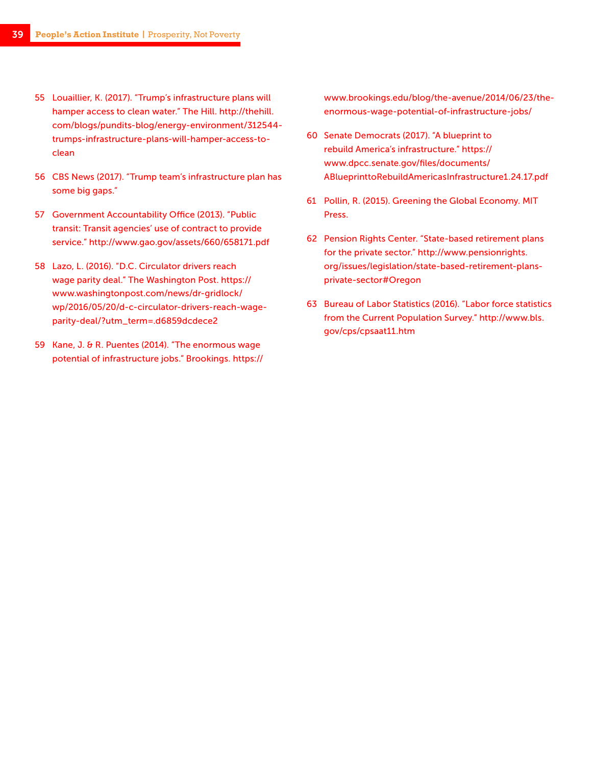55 Louaillier, K. (2017). "Trump's infrastructure plans will hamper access to clean water." The Hill. http://thehill.com/blogs/pundits-blog/energy-environment/312544-trumps-infrastructure-plans-will-hamper-access-to-clean

56 CBS News (2017). "Trump team's infrastructure plan has some big gaps."

57 Government Accountability Office (2013). "Public transit: Transit agencies' use of contract to provide service." http://www.gao.gov/assets/660/658171.pdf

58 Lazo, L. (2016). "D.C. Circulator drivers reach wage parity deal." The Washington Post. https://www.washingtonpost.com/news/dr-gridlock/wp/2016/05/20/d-c-circulator-drivers-reach-wage-parity-deal/?utm_term=.d6859dcdece2

59 Kane, J. & R. Puentes (2014). "The enormous wage potential of infrastructure jobs." Brookings. https://www.brookings.edu/blog/the-avenue/2014/06/23/the-enormous-wage-potential-of-infrastructure-jobs/

60 Senate Democrats (2017). "A blueprint to rebuild America's infrastructure." https://www.dpcc.senate.gov/files/documents/ABlueprinttoRebuildAmericasInfrastructure1.24.17.pdf

61 Pollin, R. (2015). Greening the Global Economy. MIT Press.

62 Pension Rights Center. "State-based retirement plans for the private sector." http://www.pensionrights.org/issues/legislation/state-based-retirement-plans-private-sector#Oregon

63 Bureau of Labor Statistics (2016). "Labor force statistics from the Current Population Survey." http://www.bls.gov/cps/cpsaat11.htm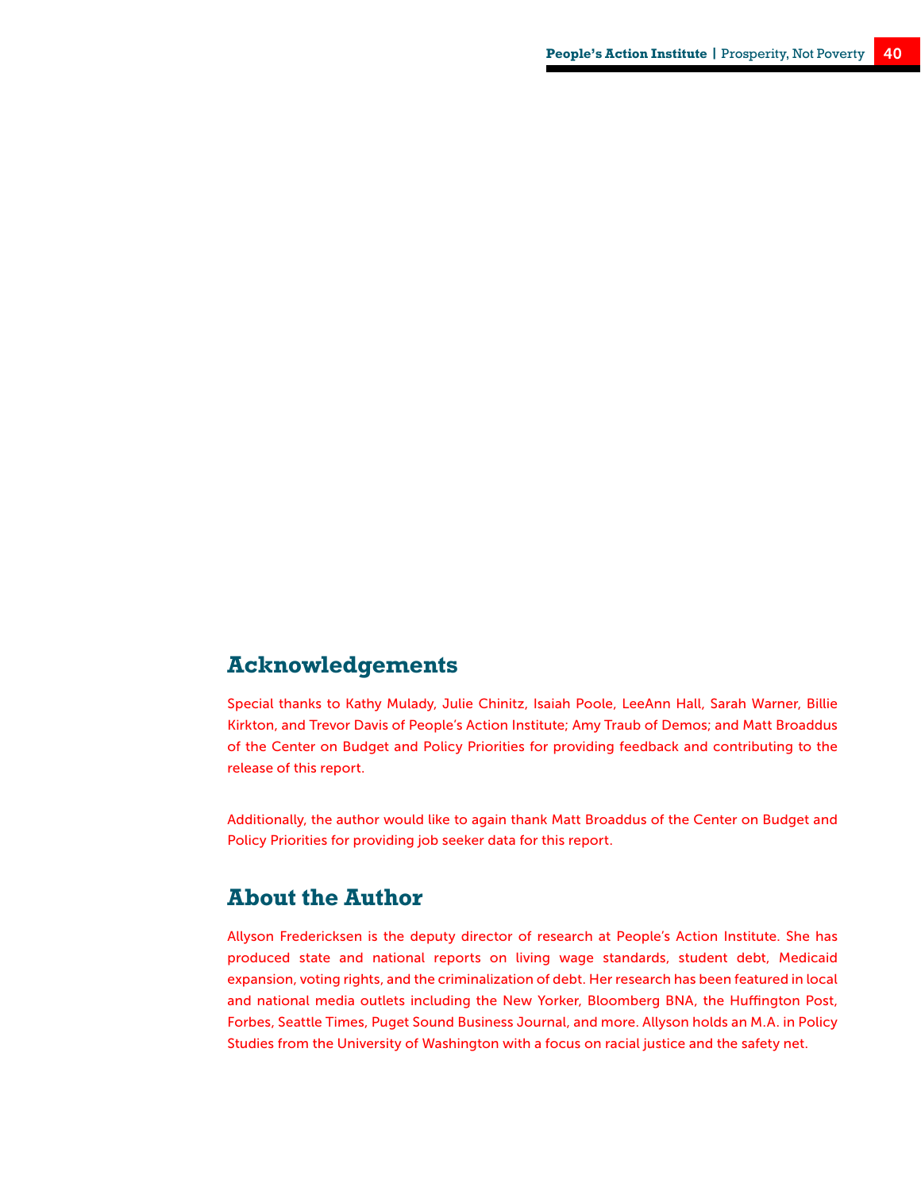## Acknowledgements

Special thanks to Kathy Mulady, Julie Chinitz, Isaiah Poole, LeeAnn Hall, Sarah Warner, Billie Kirkton, and Trevor Davis of People's Action Institute; Amy Traub of Demos; and Matt Broaddus of the Center on Budget and Policy Priorities for providing feedback and contributing to the release of this report.

Additionally, the author would like to again thank Matt Broaddus of the Center on Budget and Policy Priorities for providing job seeker data for this report.

## About the Author

Allyson Fredericksen is the deputy director of research at People's Action Institute. She has produced state and national reports on living wage standards, student debt, Medicaid expansion, voting rights, and the criminalization of debt. Her research has been featured in local and national media outlets including the New Yorker, Bloomberg BNA, the Huffington Post, Forbes, Seattle Times, Puget Sound Business Journal, and more. Allyson holds an M.A. in Policy Studies from the University of Washington with a focus on racial justice and the safety net.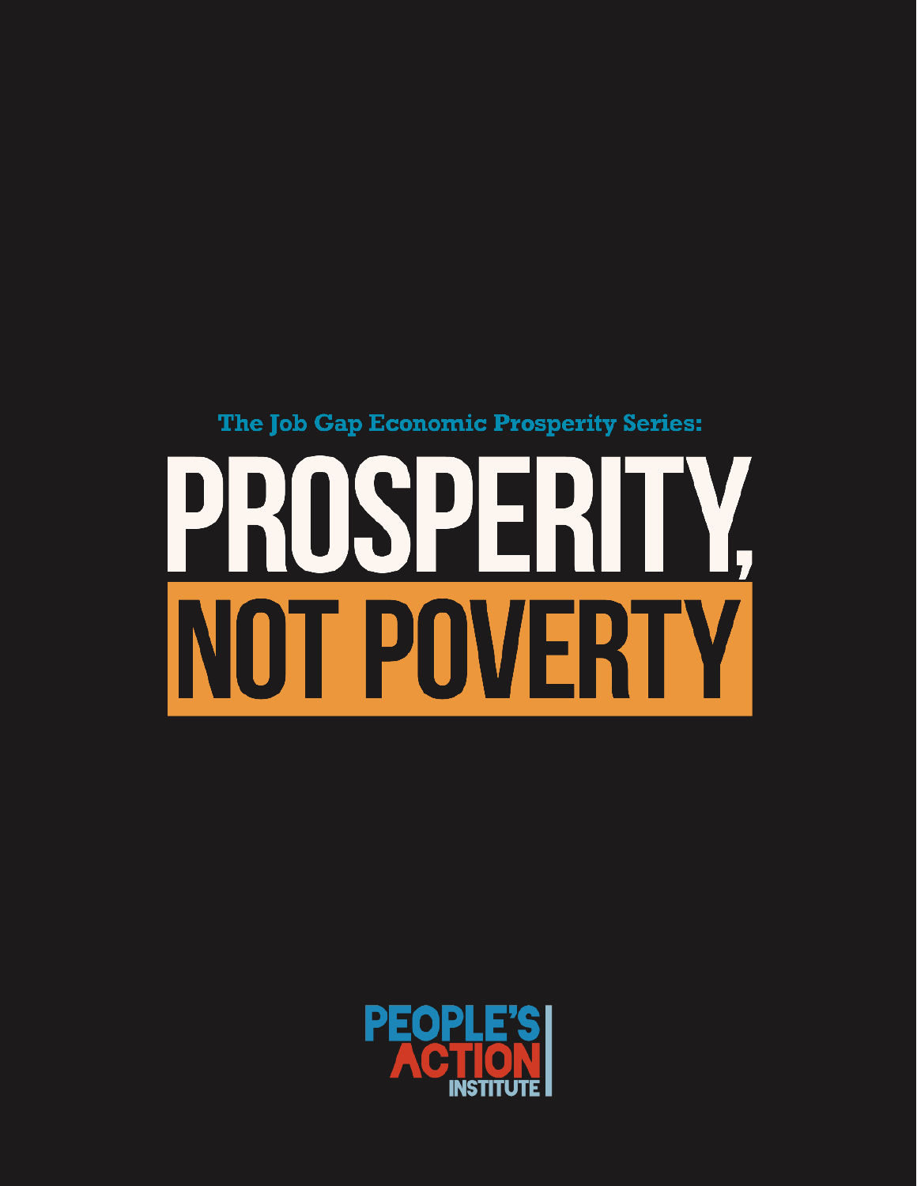The Job Gap Economic Prosperity Series:

# PROSPERITY, NOT POVERTY

PEOPLE'S ACTION INSTITUTE